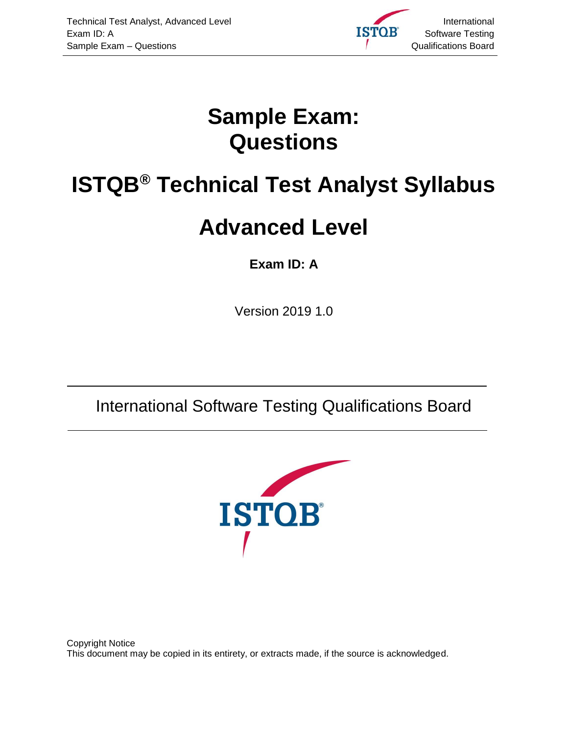# Sample Exam: Questions

# ISTQB® Technical Test Analyst Syllabus

# Advanced Level

**Exam ID: A**

Version 2019 1.0

International Software Testing Qualifications Board

Copyright Notice
This document may be copied in its entirety, or extracts made, if the source is acknowledged.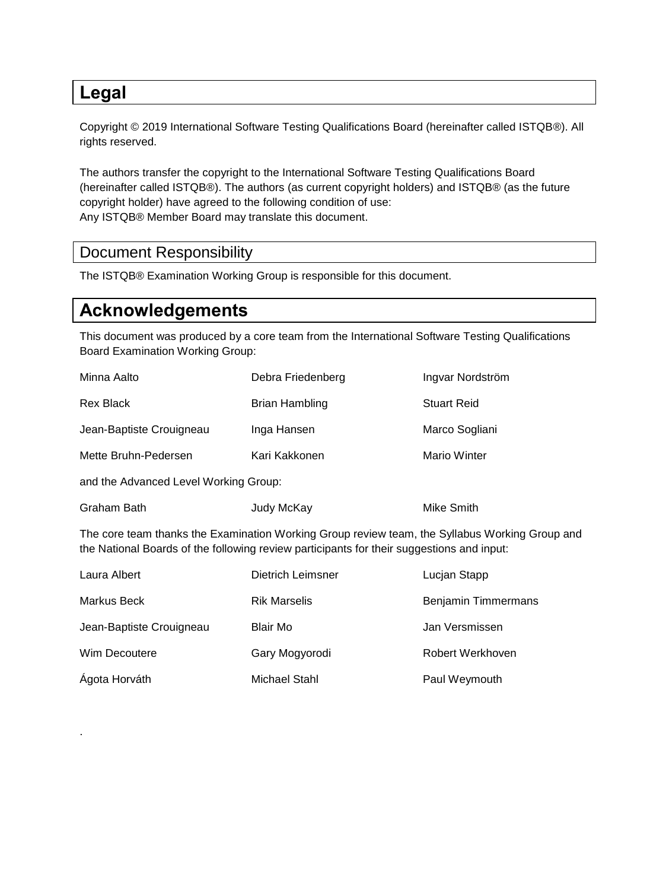# Legal

Copyright © 2019 International Software Testing Qualifications Board (hereinafter called ISTQB®). All rights reserved.

The authors transfer the copyright to the International Software Testing Qualifications Board (hereinafter called ISTQB®). The authors (as current copyright holders) and ISTQB® (as the future copyright holder) have agreed to the following condition of use:
Any ISTQB® Member Board may translate this document.

## Document Responsibility

The ISTQB® Examination Working Group is responsible for this document.

# Acknowledgements

This document was produced by a core team from the International Software Testing Qualifications Board Examination Working Group:

| | | |
|---|---|---|
| Minna Aalto | Debra Friedenberg | Ingvar Nordström |
| Rex Black | Brian Hambling | Stuart Reid |
| Jean-Baptiste Crouigneau | Inga Hansen | Marco Sogliani |
| Mette Bruhn-Pedersen | Kari Kakkonen | Mario Winter |

and the Advanced Level Working Group:

| | | |
|---|---|---|
| Graham Bath | Judy McKay | Mike Smith |

The core team thanks the Examination Working Group review team, the Syllabus Working Group and the National Boards of the following review participants for their suggestions and input:

| | | |
|---|---|---|
| Laura Albert | Dietrich Leimsner | Lucjan Stapp |
| Markus Beck | Rik Marselis | Benjamin Timmermans |
| Jean-Baptiste Crouigneau | Blair Mo | Jan Versmissen |
| Wim Decoutere | Gary Mogyorodi | Robert Werkhoven |
| Ágota Horváth | Michael Stahl | Paul Weymouth |

.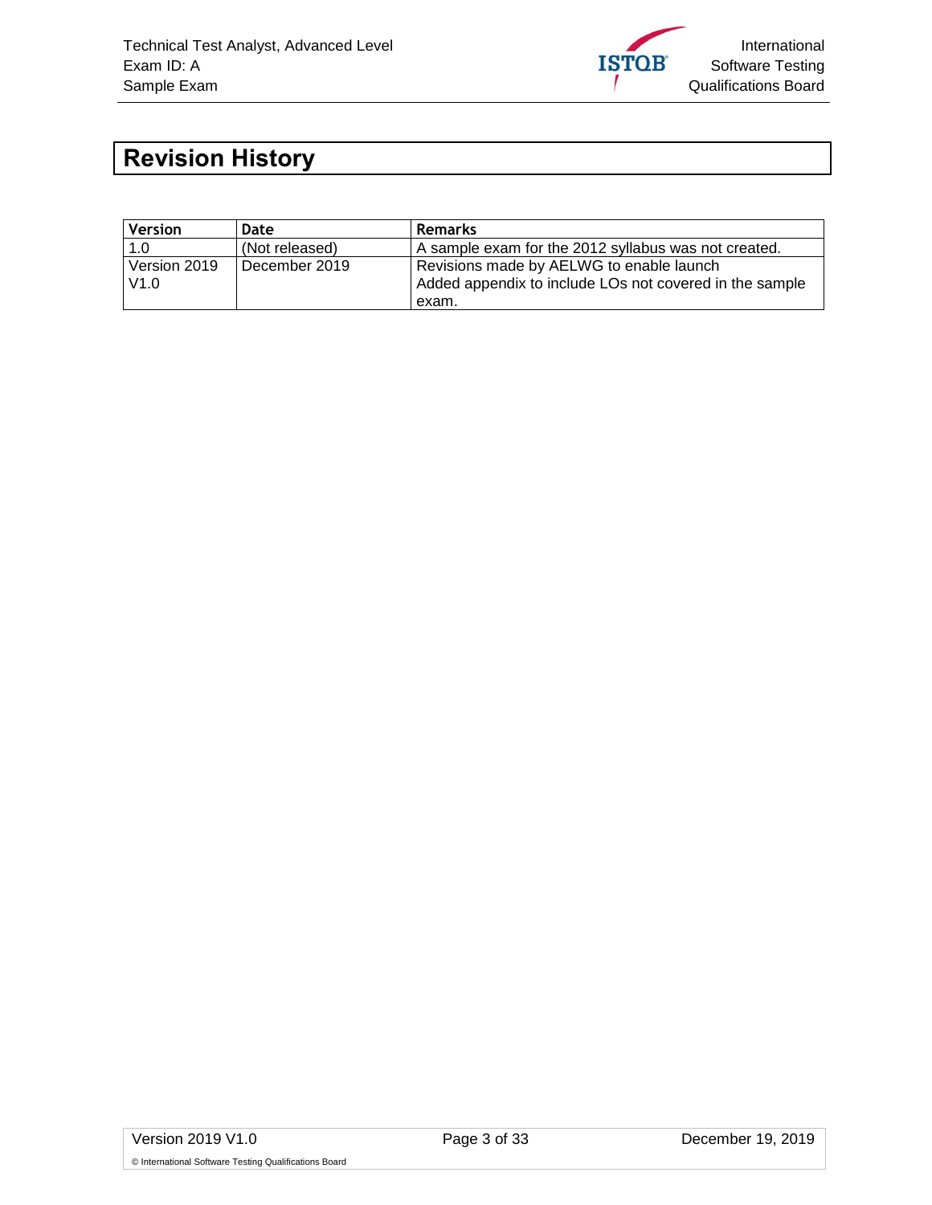# Revision History

| Version | Date | Remarks |
|---|---|---|
| 1.0 | (Not released) | A sample exam for the 2012 syllabus was not created. |
| Version 2019 V1.0 | December 2019 | Revisions made by AELWG to enable launch<br>Added appendix to include LOs not covered in the sample exam. |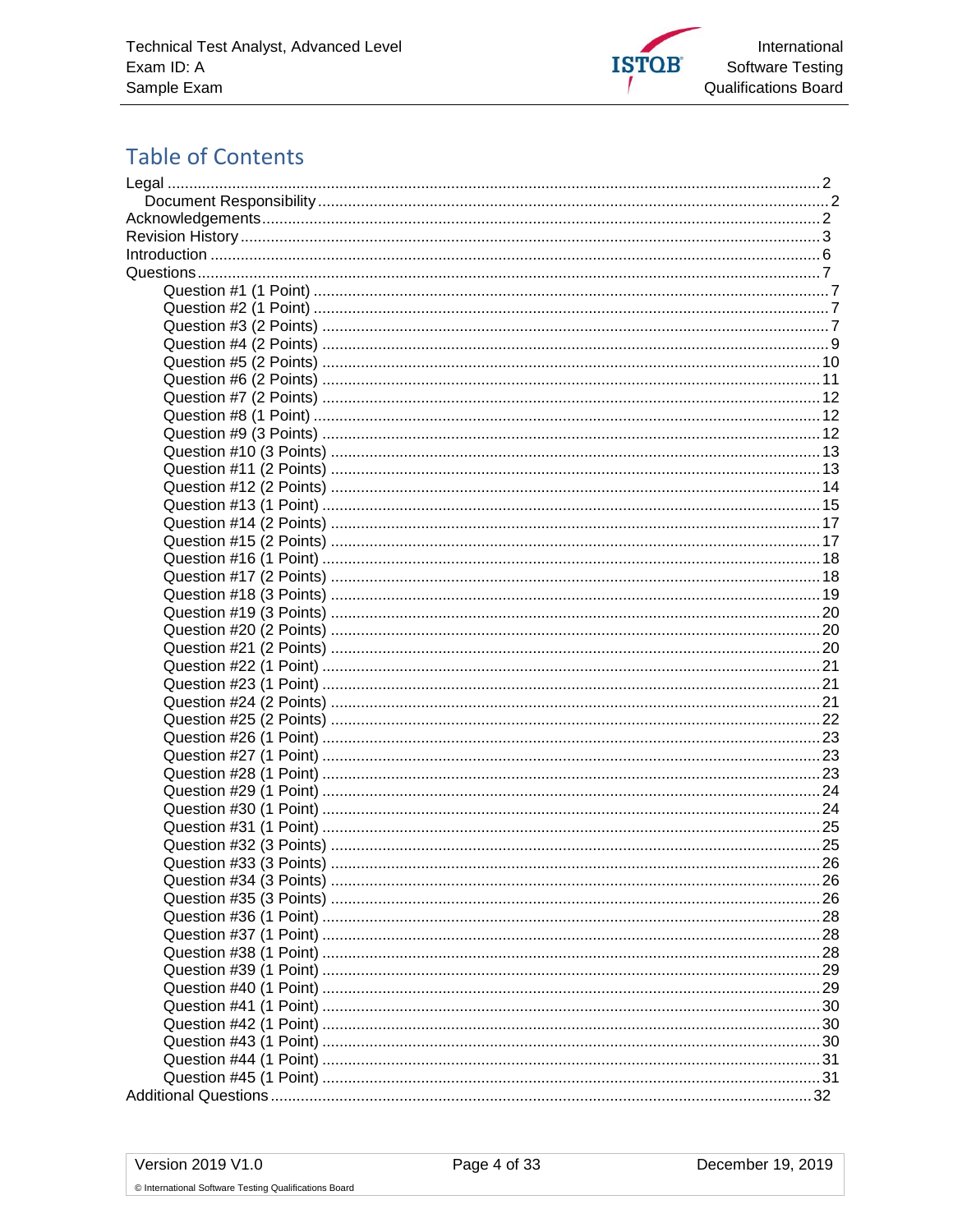## Table of Contents

Legal ..... 2
  Document Responsibility ..... 2
Acknowledgements ..... 2
Revision History ..... 3
Introduction ..... 6
Questions ..... 7
  Question #1 (1 Point) ..... 7
  Question #2 (1 Point) ..... 7
  Question #3 (2 Points) ..... 7
  Question #4 (2 Points) ..... 9
  Question #5 (2 Points) ..... 10
  Question #6 (2 Points) ..... 11
  Question #7 (2 Points) ..... 12
  Question #8 (1 Point) ..... 12
  Question #9 (3 Points) ..... 12
  Question #10 (3 Points) ..... 13
  Question #11 (2 Points) ..... 13
  Question #12 (2 Points) ..... 14
  Question #13 (1 Point) ..... 15
  Question #14 (2 Points) ..... 17
  Question #15 (2 Points) ..... 17
  Question #16 (1 Point) ..... 18
  Question #17 (2 Points) ..... 18
  Question #18 (3 Points) ..... 19
  Question #19 (3 Points) ..... 20
  Question #20 (2 Points) ..... 20
  Question #21 (2 Points) ..... 20
  Question #22 (1 Point) ..... 21
  Question #23 (1 Point) ..... 21
  Question #24 (2 Points) ..... 21
  Question #25 (2 Points) ..... 22
  Question #26 (1 Point) ..... 23
  Question #27 (1 Point) ..... 23
  Question #28 (1 Point) ..... 23
  Question #29 (1 Point) ..... 24
  Question #30 (1 Point) ..... 24
  Question #31 (1 Point) ..... 25
  Question #32 (3 Points) ..... 25
  Question #33 (3 Points) ..... 26
  Question #34 (3 Points) ..... 26
  Question #35 (3 Points) ..... 26
  Question #36 (1 Point) ..... 28
  Question #37 (1 Point) ..... 28
  Question #38 (1 Point) ..... 28
  Question #39 (1 Point) ..... 29
  Question #40 (1 Point) ..... 29
  Question #41 (1 Point) ..... 30
  Question #42 (1 Point) ..... 30
  Question #43 (1 Point) ..... 30
  Question #44 (1 Point) ..... 31
  Question #45 (1 Point) ..... 31
Additional Questions ..... 32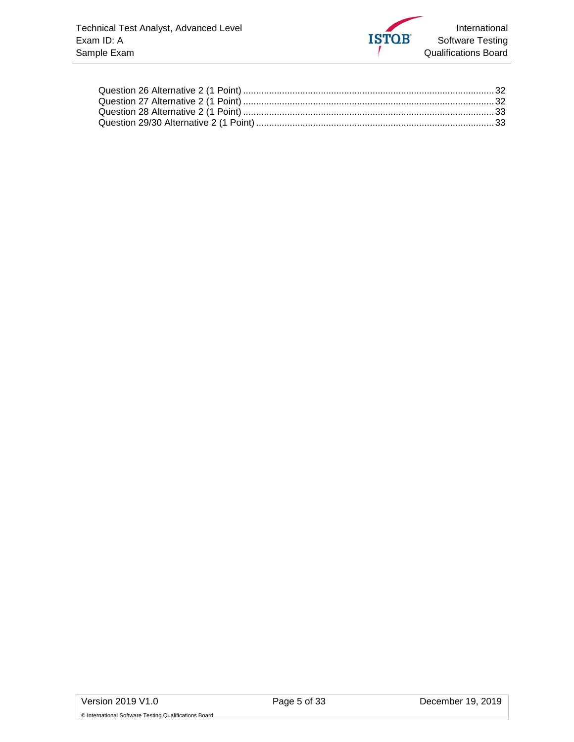Question 26 Alternative 2 (1 Point) ........................................................................................... 32
Question 27 Alternative 2 (1 Point) ........................................................................................... 32
Question 28 Alternative 2 (1 Point) ........................................................................................... 33
Question 29/30 Alternative 2 (1 Point) ...................................................................................... 33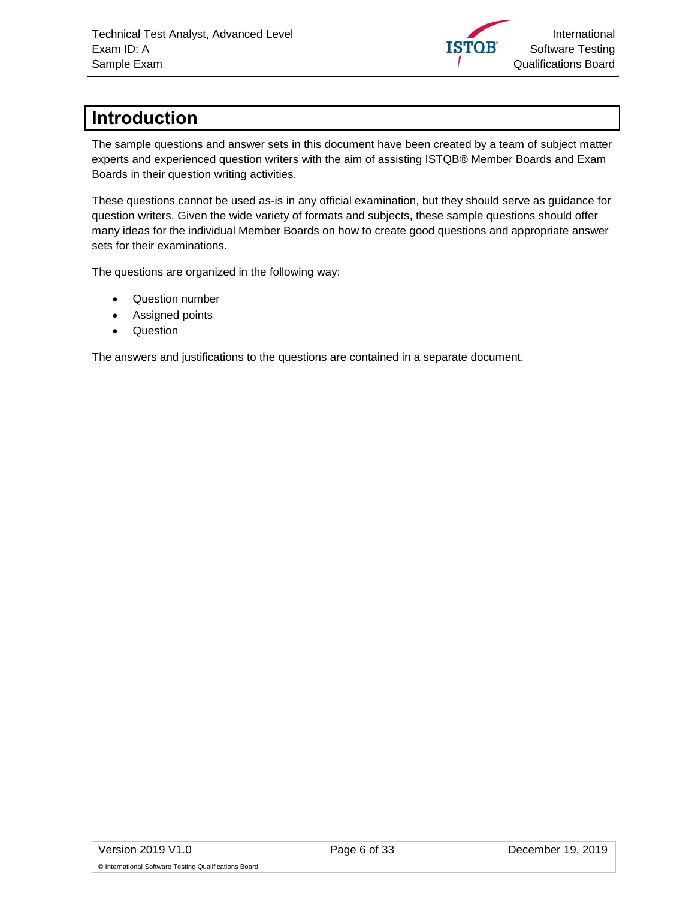# Introduction

The sample questions and answer sets in this document have been created by a team of subject matter experts and experienced question writers with the aim of assisting ISTQB® Member Boards and Exam Boards in their question writing activities.

These questions cannot be used as-is in any official examination, but they should serve as guidance for question writers. Given the wide variety of formats and subjects, these sample questions should offer many ideas for the individual Member Boards on how to create good questions and appropriate answer sets for their examinations.

The questions are organized in the following way:

- Question number
- Assigned points
- Question

The answers and justifications to the questions are contained in a separate document.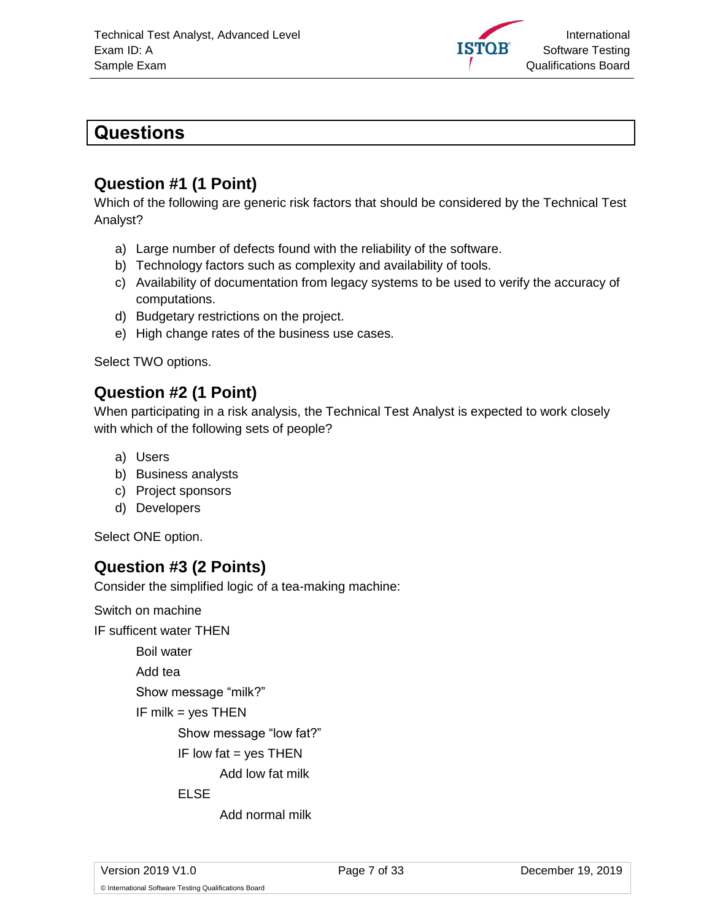# Questions

## Question #1 (1 Point)

Which of the following are generic risk factors that should be considered by the Technical Test Analyst?

a) Large number of defects found with the reliability of the software.
b) Technology factors such as complexity and availability of tools.
c) Availability of documentation from legacy systems to be used to verify the accuracy of computations.
d) Budgetary restrictions on the project.
e) High change rates of the business use cases.

Select TWO options.

## Question #2 (1 Point)

When participating in a risk analysis, the Technical Test Analyst is expected to work closely with which of the following sets of people?

a) Users
b) Business analysts
c) Project sponsors
d) Developers

Select ONE option.

## Question #3 (2 Points)

Consider the simplified logic of a tea-making machine:

```
Switch on machine
IF sufficent water THEN
    Boil water
    Add tea
    Show message "milk?"
    IF milk = yes THEN
        Show message "low fat?"
        IF low fat = yes THEN
            Add low fat milk
        ELSE
            Add normal milk
```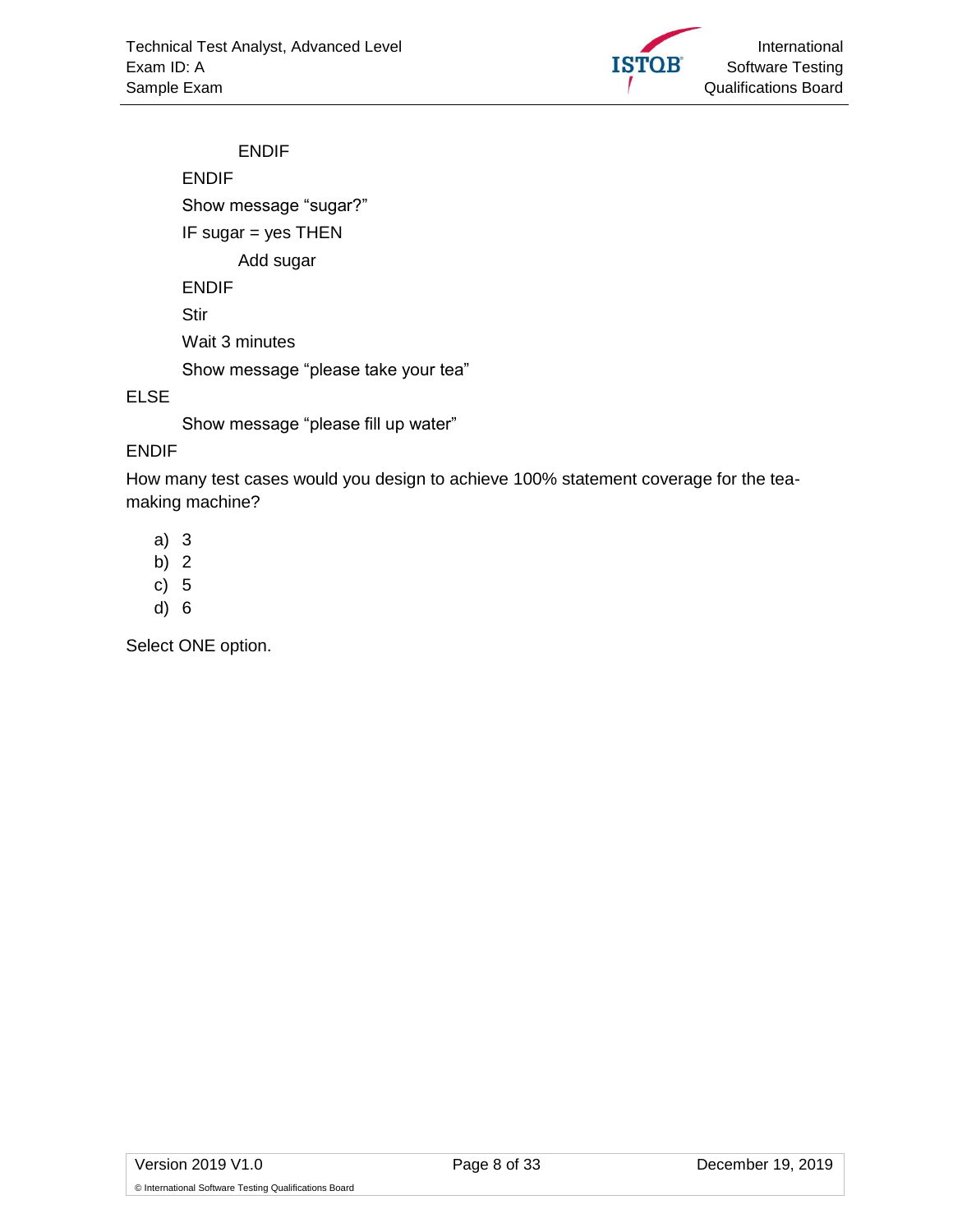```
            ENDIF
        ENDIF
        Show message "sugar?"
        IF sugar = yes THEN
            Add sugar
        ENDIF
        Stir
        Wait 3 minutes
        Show message "please take your tea"
ELSE
        Show message "please fill up water"
ENDIF
```

How many test cases would you design to achieve 100% statement coverage for the tea-making machine?

a) 3
b) 2
c) 5
d) 6

Select ONE option.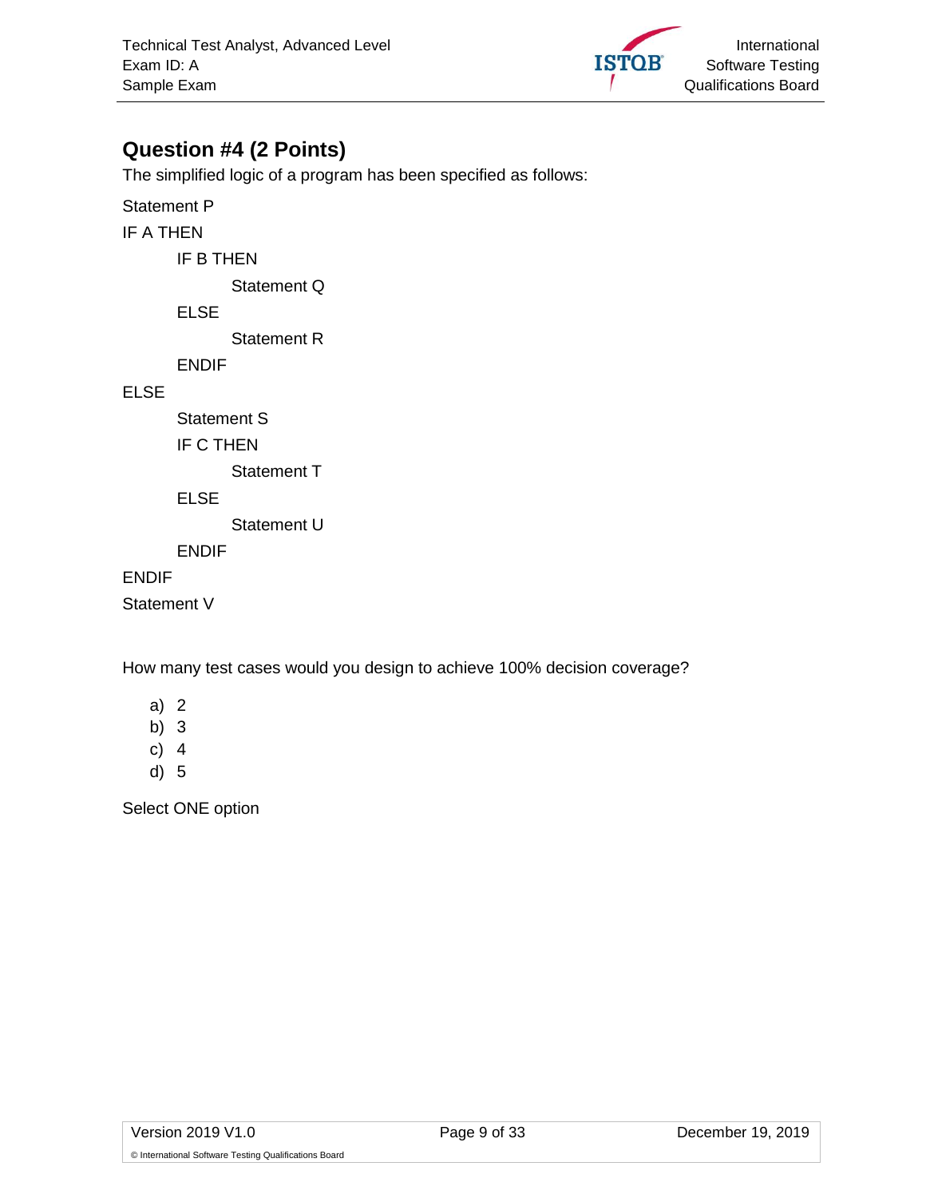## Question #4 (2 Points)

The simplified logic of a program has been specified as follows:

```
Statement P
IF A THEN
    IF B THEN
        Statement Q
    ELSE
        Statement R
    ENDIF
ELSE
    Statement S
    IF C THEN
        Statement T
    ELSE
        Statement U
    ENDIF
ENDIF
Statement V
```

How many test cases would you design to achieve 100% decision coverage?

a) 2
b) 3
c) 4
d) 5

Select ONE option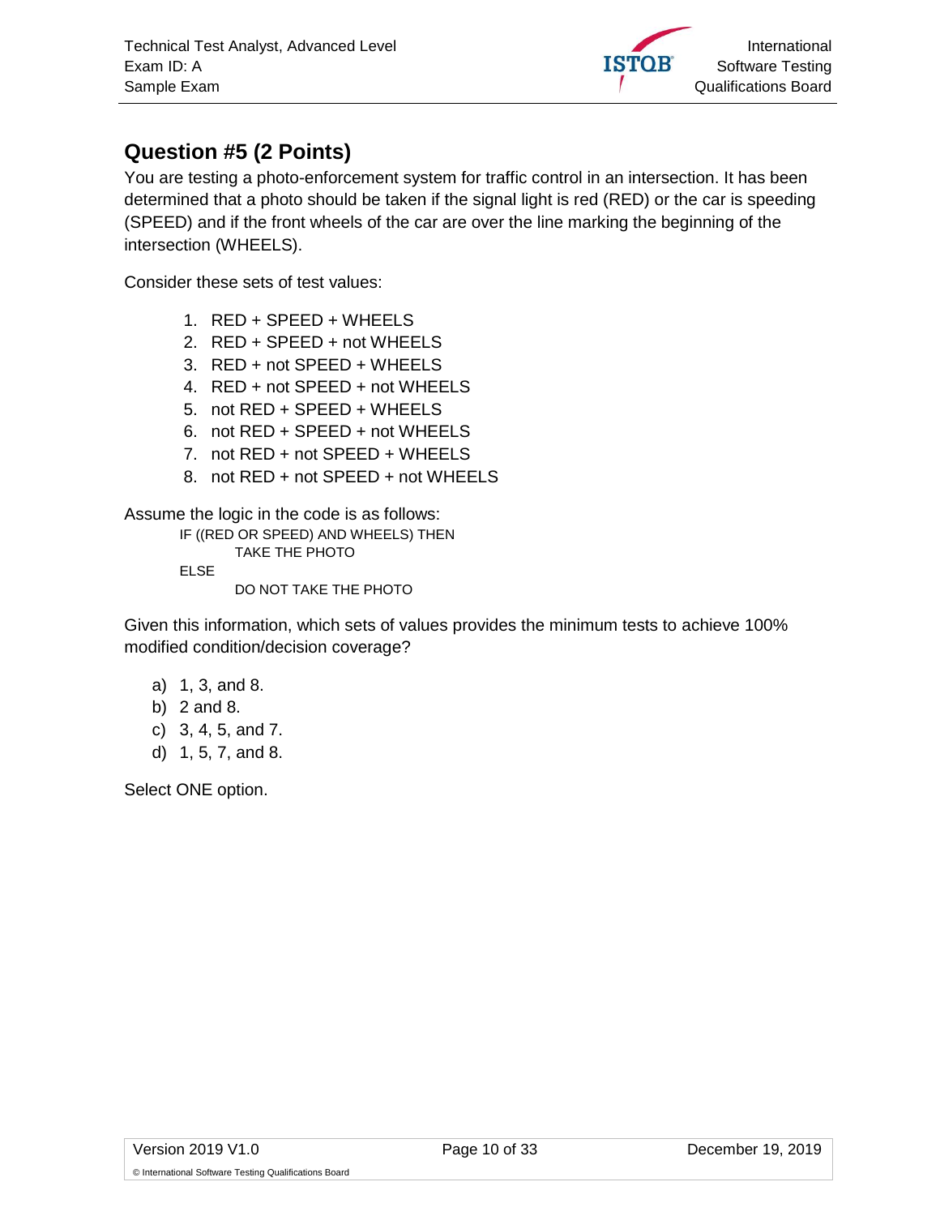## Question #5 (2 Points)

You are testing a photo-enforcement system for traffic control in an intersection. It has been determined that a photo should be taken if the signal light is red (RED) or the car is speeding (SPEED) and if the front wheels of the car are over the line marking the beginning of the intersection (WHEELS).

Consider these sets of test values:

1. RED + SPEED + WHEELS
2. RED + SPEED + not WHEELS
3. RED + not SPEED + WHEELS
4. RED + not SPEED + not WHEELS
5. not RED + SPEED + WHEELS
6. not RED + SPEED + not WHEELS
7. not RED + not SPEED + WHEELS
8. not RED + not SPEED + not WHEELS

Assume the logic in the code is as follows:

```
IF ((RED OR SPEED) AND WHEELS) THEN
        TAKE THE PHOTO
ELSE
        DO NOT TAKE THE PHOTO
```

Given this information, which sets of values provides the minimum tests to achieve 100% modified condition/decision coverage?

a) 1, 3, and 8.
b) 2 and 8.
c) 3, 4, 5, and 7.
d) 1, 5, 7, and 8.

Select ONE option.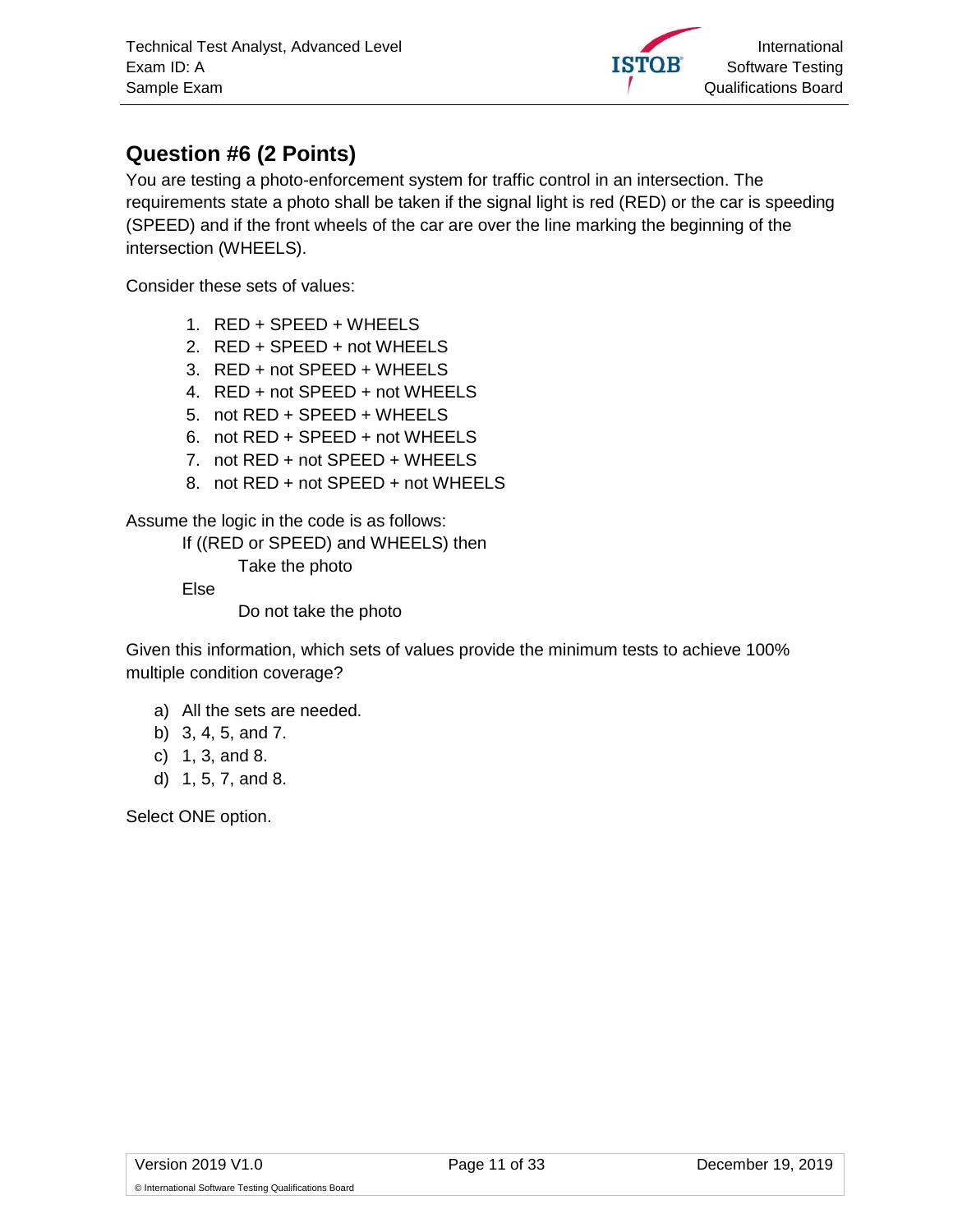## Question #6 (2 Points)

You are testing a photo-enforcement system for traffic control in an intersection. The requirements state a photo shall be taken if the signal light is red (RED) or the car is speeding (SPEED) and if the front wheels of the car are over the line marking the beginning of the intersection (WHEELS).

Consider these sets of values:

1. RED + SPEED + WHEELS
2. RED + SPEED + not WHEELS
3. RED + not SPEED + WHEELS
4. RED + not SPEED + not WHEELS
5. not RED + SPEED + WHEELS
6. not RED + SPEED + not WHEELS
7. not RED + not SPEED + WHEELS
8. not RED + not SPEED + not WHEELS

Assume the logic in the code is as follows:

```
If ((RED or SPEED) and WHEELS) then
        Take the photo
Else
        Do not take the photo
```

Given this information, which sets of values provide the minimum tests to achieve 100% multiple condition coverage?

a) All the sets are needed.
b) 3, 4, 5, and 7.
c) 1, 3, and 8.
d) 1, 5, 7, and 8.

Select ONE option.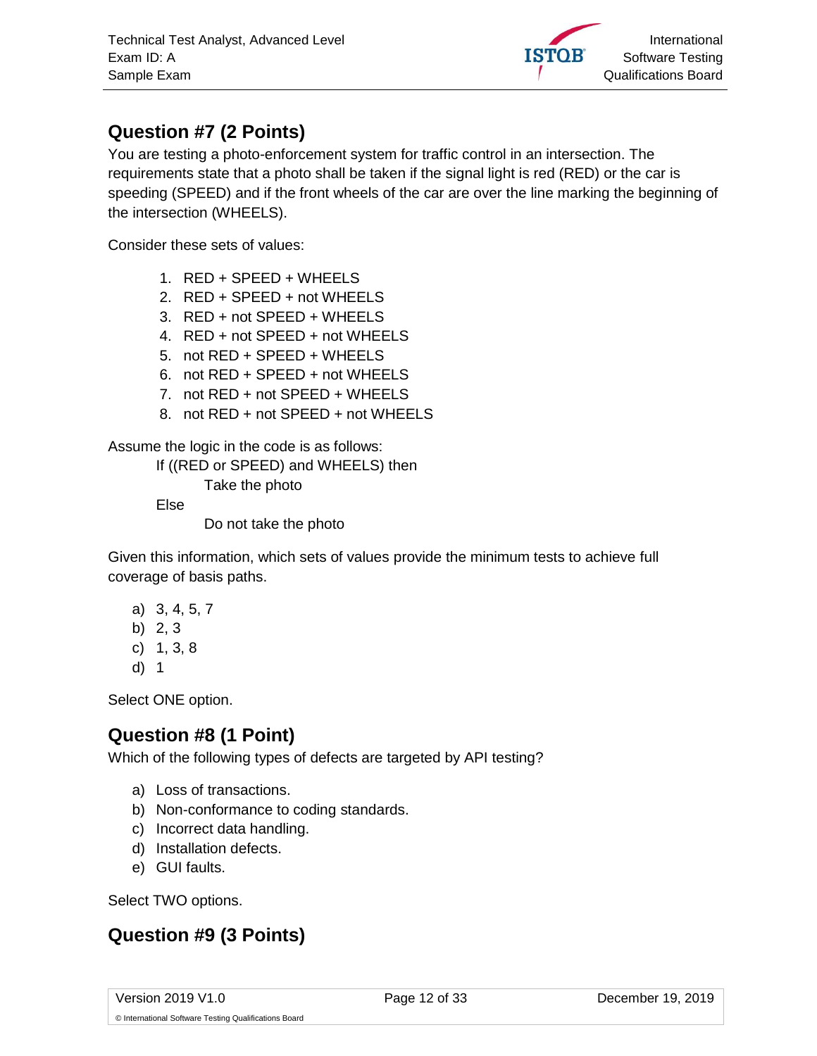## Question #7 (2 Points)

You are testing a photo-enforcement system for traffic control in an intersection. The requirements state that a photo shall be taken if the signal light is red (RED) or the car is speeding (SPEED) and if the front wheels of the car are over the line marking the beginning of the intersection (WHEELS).

Consider these sets of values:

1. RED + SPEED + WHEELS
2. RED + SPEED + not WHEELS
3. RED + not SPEED + WHEELS
4. RED + not SPEED + not WHEELS
5. not RED + SPEED + WHEELS
6. not RED + SPEED + not WHEELS
7. not RED + not SPEED + WHEELS
8. not RED + not SPEED + not WHEELS

Assume the logic in the code is as follows:

```
If ((RED or SPEED) and WHEELS) then
        Take the photo
Else
        Do not take the photo
```

Given this information, which sets of values provide the minimum tests to achieve full coverage of basis paths.

a) 3, 4, 5, 7
b) 2, 3
c) 1, 3, 8
d) 1

Select ONE option.

## Question #8 (1 Point)

Which of the following types of defects are targeted by API testing?

a) Loss of transactions.
b) Non-conformance to coding standards.
c) Incorrect data handling.
d) Installation defects.
e) GUI faults.

Select TWO options.

## Question #9 (3 Points)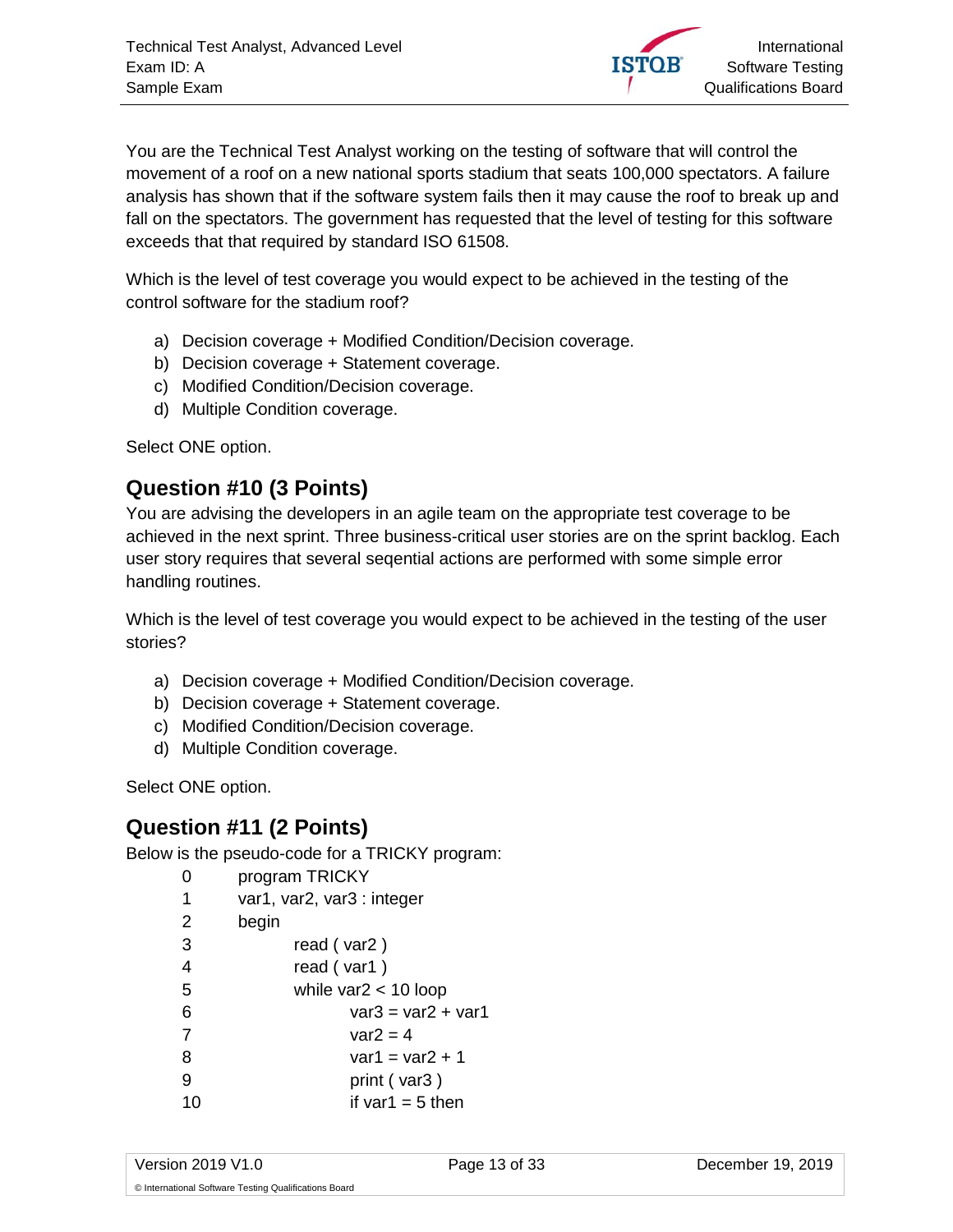You are the Technical Test Analyst working on the testing of software that will control the movement of a roof on a new national sports stadium that seats 100,000 spectators. A failure analysis has shown that if the software system fails then it may cause the roof to break up and fall on the spectators. The government has requested that the level of testing for this software exceeds that that required by standard ISO 61508.

Which is the level of test coverage you would expect to be achieved in the testing of the control software for the stadium roof?

a) Decision coverage + Modified Condition/Decision coverage.
b) Decision coverage + Statement coverage.
c) Modified Condition/Decision coverage.
d) Multiple Condition coverage.

Select ONE option.

## Question #10 (3 Points)

You are advising the developers in an agile team on the appropriate test coverage to be achieved in the next sprint. Three business-critical user stories are on the sprint backlog. Each user story requires that several seqential actions are performed with some simple error handling routines.

Which is the level of test coverage you would expect to be achieved in the testing of the user stories?

a) Decision coverage + Modified Condition/Decision coverage.
b) Decision coverage + Statement coverage.
c) Modified Condition/Decision coverage.
d) Multiple Condition coverage.

Select ONE option.

## Question #11 (2 Points)

Below is the pseudo-code for a TRICKY program:

```
0       program TRICKY
1       var1, var2, var3 : integer
2       begin
3               read ( var2 )
4               read ( var1 )
5               while var2 < 10 loop
6                       var3 = var2 + var1
7                       var2 = 4
8                       var1 = var2 + 1
9                       print ( var3 )
10                      if var1 = 5 then
```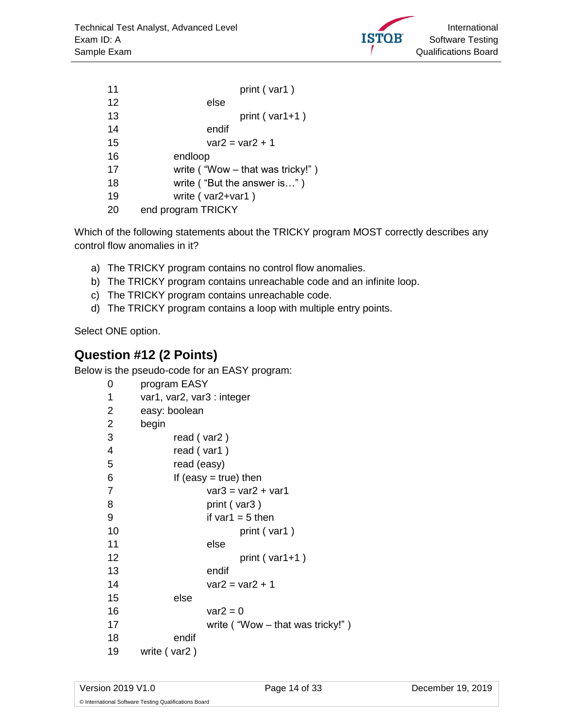```
11                      print ( var1 )
12              else
13                      print ( var1+1 )
14              endif
15              var2 = var2 + 1
16      endloop
17      write ( "Wow – that was tricky!" )
18      write ( "But the answer is…" )
19      write ( var2+var1 )
20  end program TRICKY
```

Which of the following statements about the TRICKY program MOST correctly describes any control flow anomalies in it?

a) The TRICKY program contains no control flow anomalies.
b) The TRICKY program contains unreachable code and an infinite loop.
c) The TRICKY program contains unreachable code.
d) The TRICKY program contains a loop with multiple entry points.

Select ONE option.

## Question #12 (2 Points)

Below is the pseudo-code for an EASY program:

```
0   program EASY
1   var1, var2, var3 : integer
2   easy: boolean
2   begin
3       read ( var2 )
4       read ( var1 )
5       read (easy)
6       If (easy = true) then
7               var3 = var2 + var1
8               print ( var3 )
9               if var1 = 5 then
10                      print ( var1 )
11              else
12                      print ( var1+1 )
13              endif
14              var2 = var2 + 1
15      else
16              var2 = 0
17              write ( "Wow – that was tricky!" )
18      endif
19  write ( var2 )
```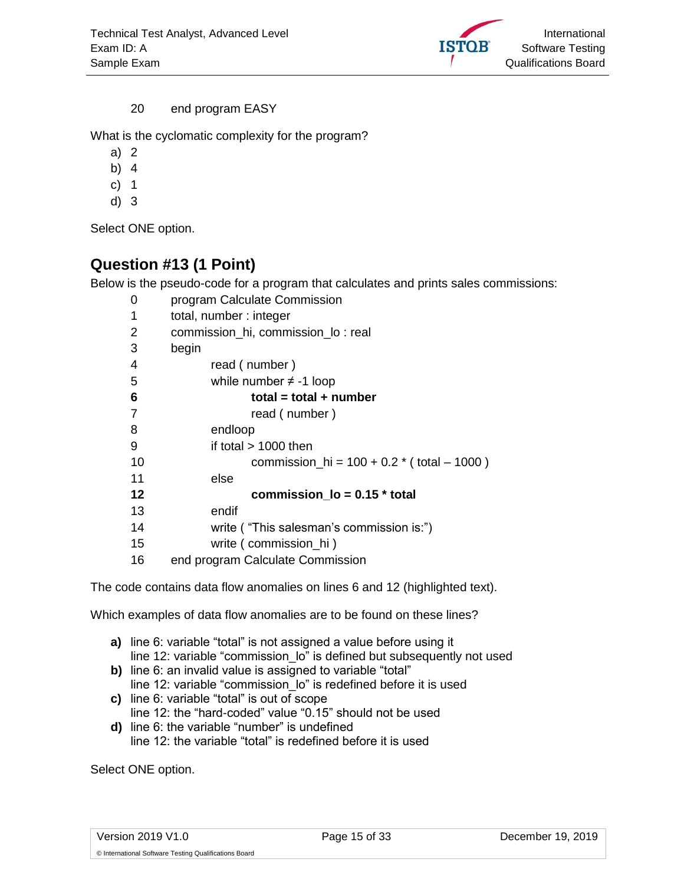```
20      end program EASY
```

What is the cyclomatic complexity for the program?

a) 2
b) 4
c) 1
d) 3

Select ONE option.

## Question #13 (1 Point)

Below is the pseudo-code for a program that calculates and prints sales commissions:

```
0       program Calculate Commission
1       total, number : integer
2       commission_hi, commission_lo : real
3       begin
4               read ( number )
5               while number ≠ -1 loop
6                       total = total + number
7                       read ( number )
8               endloop
9               if total > 1000 then
10                      commission_hi = 100 + 0.2 * ( total – 1000 )
11              else
12                      commission_lo = 0.15 * total
13              endif
14              write ( “This salesman’s commission is:”)
15              write ( commission_hi )
16      end program Calculate Commission
```

The code contains data flow anomalies on lines 6 and 12 (highlighted text).

Which examples of data flow anomalies are to be found on these lines?

**a)** line 6: variable “total” is not assigned a value before using it
line 12: variable “commission_lo” is defined but subsequently not used

**b)** line 6: an invalid value is assigned to variable “total”
line 12: variable “commission_lo” is redefined before it is used

**c)** line 6: variable “total” is out of scope
line 12: the “hard-coded” value “0.15” should not be used

**d)** line 6: the variable “number” is undefined
line 12: the variable “total” is redefined before it is used

Select ONE option.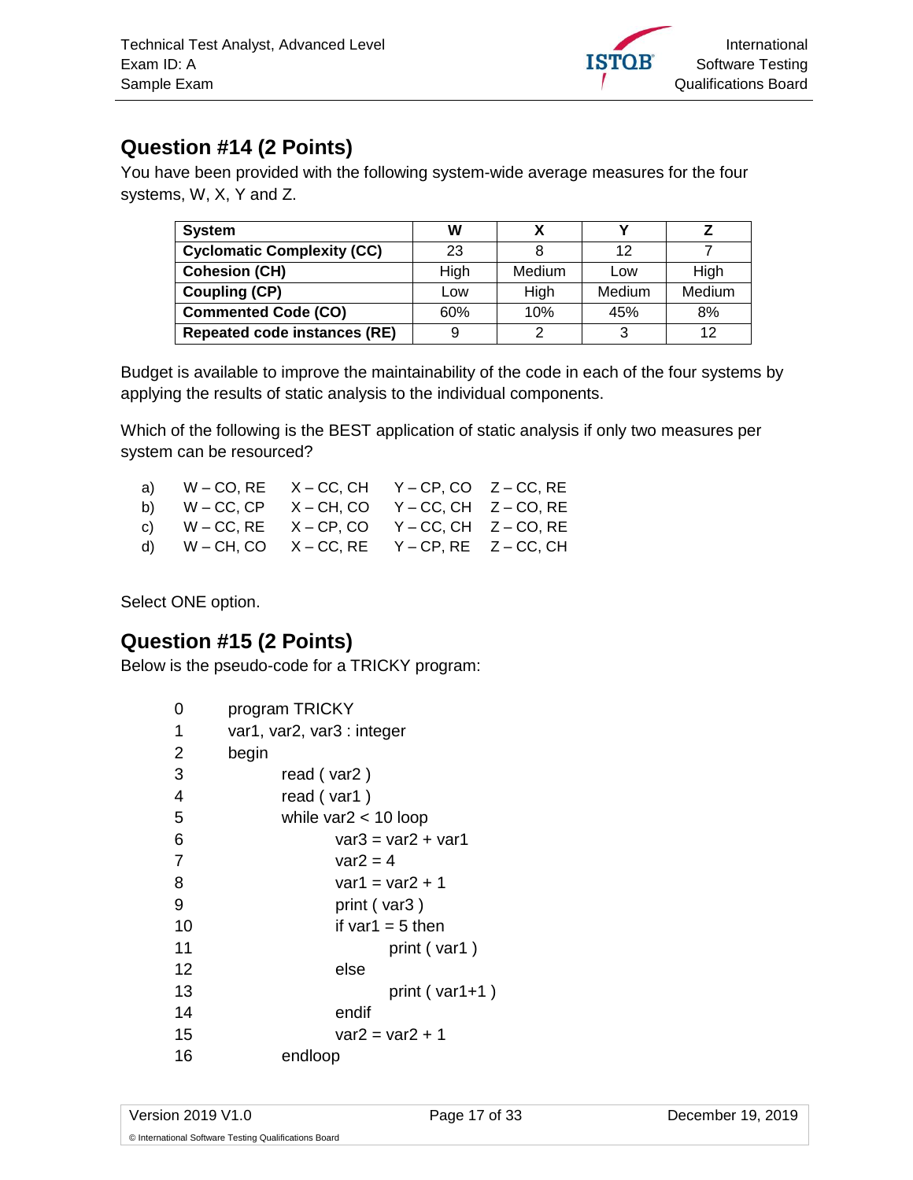## Question #14 (2 Points)

You have been provided with the following system-wide average measures for the four systems, W, X, Y and Z.

| System | W | X | Y | Z |
|---|---|---|---|---|
| **Cyclomatic Complexity (CC)** | 23 | 8 | 12 | 7 |
| **Cohesion (CH)** | High | Medium | Low | High |
| **Coupling (CP)** | Low | High | Medium | Medium |
| **Commented Code (CO)** | 60% | 10% | 45% | 8% |
| **Repeated code instances (RE)** | 9 | 2 | 3 | 12 |

Budget is available to improve the maintainability of the code in each of the four systems by applying the results of static analysis to the individual components.

Which of the following is the BEST application of static analysis if only two measures per system can be resourced?

a) W – CO, RE    X – CC, CH    Y – CP, CO    Z – CC, RE
b) W – CC, CP    X – CH, CO    Y – CC, CH    Z – CO, RE
c) W – CC, RE    X – CP, CO    Y – CC, CH    Z – CO, RE
d) W – CH, CO    X – CC, RE    Y – CP, RE    Z – CC, CH

Select ONE option.

## Question #15 (2 Points)

Below is the pseudo-code for a TRICKY program:

```
0     program TRICKY
1     var1, var2, var3 : integer
2     begin
3         read ( var2 )
4         read ( var1 )
5         while var2 < 10 loop
6             var3 = var2 + var1
7             var2 = 4
8             var1 = var2 + 1
9             print ( var3 )
10            if var1 = 5 then
11                print ( var1 )
12            else
13                print ( var1+1 )
14            endif
15            var2 = var2 + 1
16        endloop
```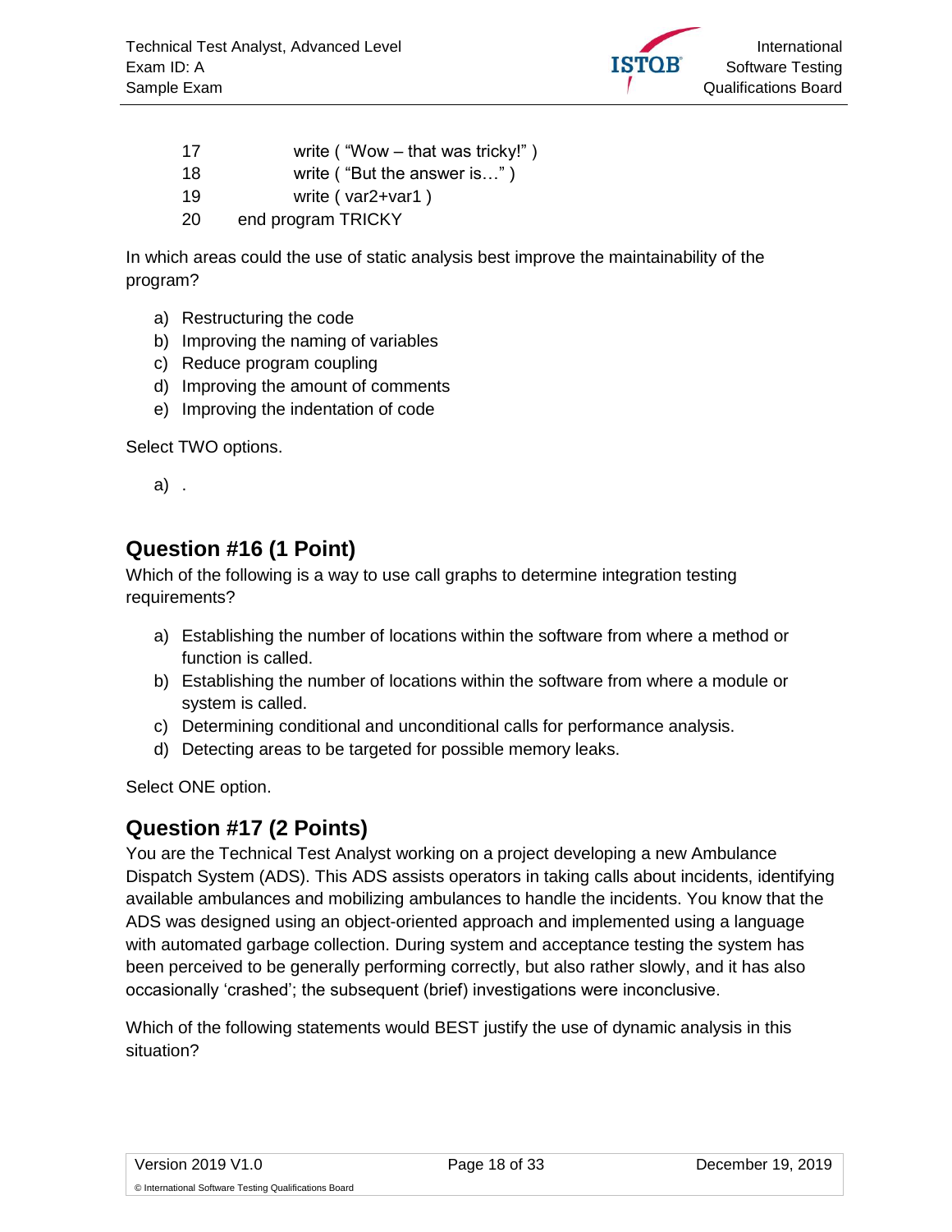```
17          write ( "Wow – that was tricky!" )
18          write ( "But the answer is…" )
19          write ( var2+var1 )
20      end program TRICKY
```

In which areas could the use of static analysis best improve the maintainability of the program?

a) Restructuring the code
b) Improving the naming of variables
c) Reduce program coupling
d) Improving the amount of comments
e) Improving the indentation of code

Select TWO options.

a) .

## Question #16 (1 Point)

Which of the following is a way to use call graphs to determine integration testing requirements?

a) Establishing the number of locations within the software from where a method or function is called.
b) Establishing the number of locations within the software from where a module or system is called.
c) Determining conditional and unconditional calls for performance analysis.
d) Detecting areas to be targeted for possible memory leaks.

Select ONE option.

## Question #17 (2 Points)

You are the Technical Test Analyst working on a project developing a new Ambulance Dispatch System (ADS). This ADS assists operators in taking calls about incidents, identifying available ambulances and mobilizing ambulances to handle the incidents. You know that the ADS was designed using an object-oriented approach and implemented using a language with automated garbage collection. During system and acceptance testing the system has been perceived to be generally performing correctly, but also rather slowly, and it has also occasionally 'crashed'; the subsequent (brief) investigations were inconclusive.

Which of the following statements would BEST justify the use of dynamic analysis in this situation?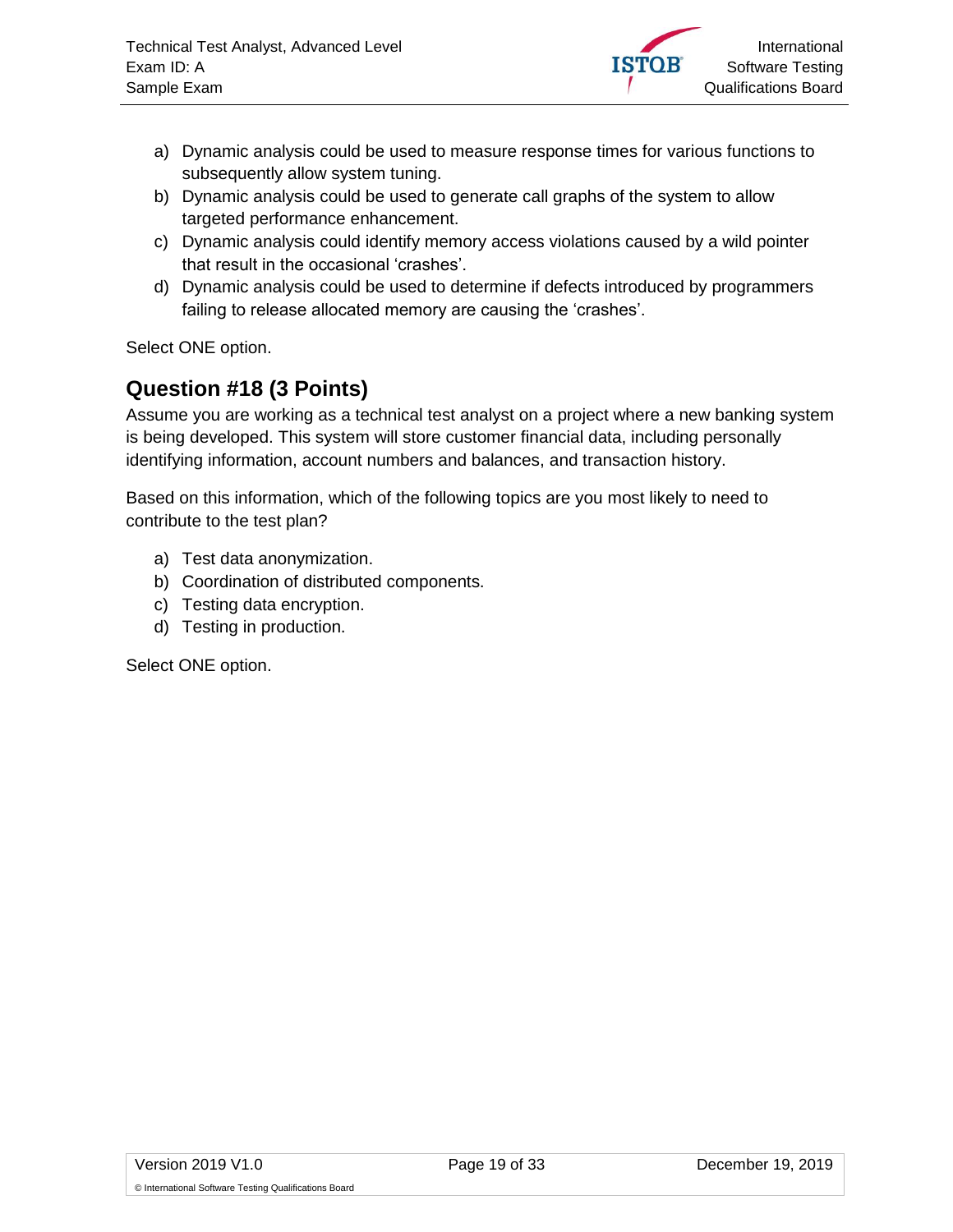a) Dynamic analysis could be used to measure response times for various functions to subsequently allow system tuning.
b) Dynamic analysis could be used to generate call graphs of the system to allow targeted performance enhancement.
c) Dynamic analysis could identify memory access violations caused by a wild pointer that result in the occasional 'crashes'.
d) Dynamic analysis could be used to determine if defects introduced by programmers failing to release allocated memory are causing the 'crashes'.

Select ONE option.

## Question #18 (3 Points)

Assume you are working as a technical test analyst on a project where a new banking system is being developed. This system will store customer financial data, including personally identifying information, account numbers and balances, and transaction history.

Based on this information, which of the following topics are you most likely to need to contribute to the test plan?

a) Test data anonymization.
b) Coordination of distributed components.
c) Testing data encryption.
d) Testing in production.

Select ONE option.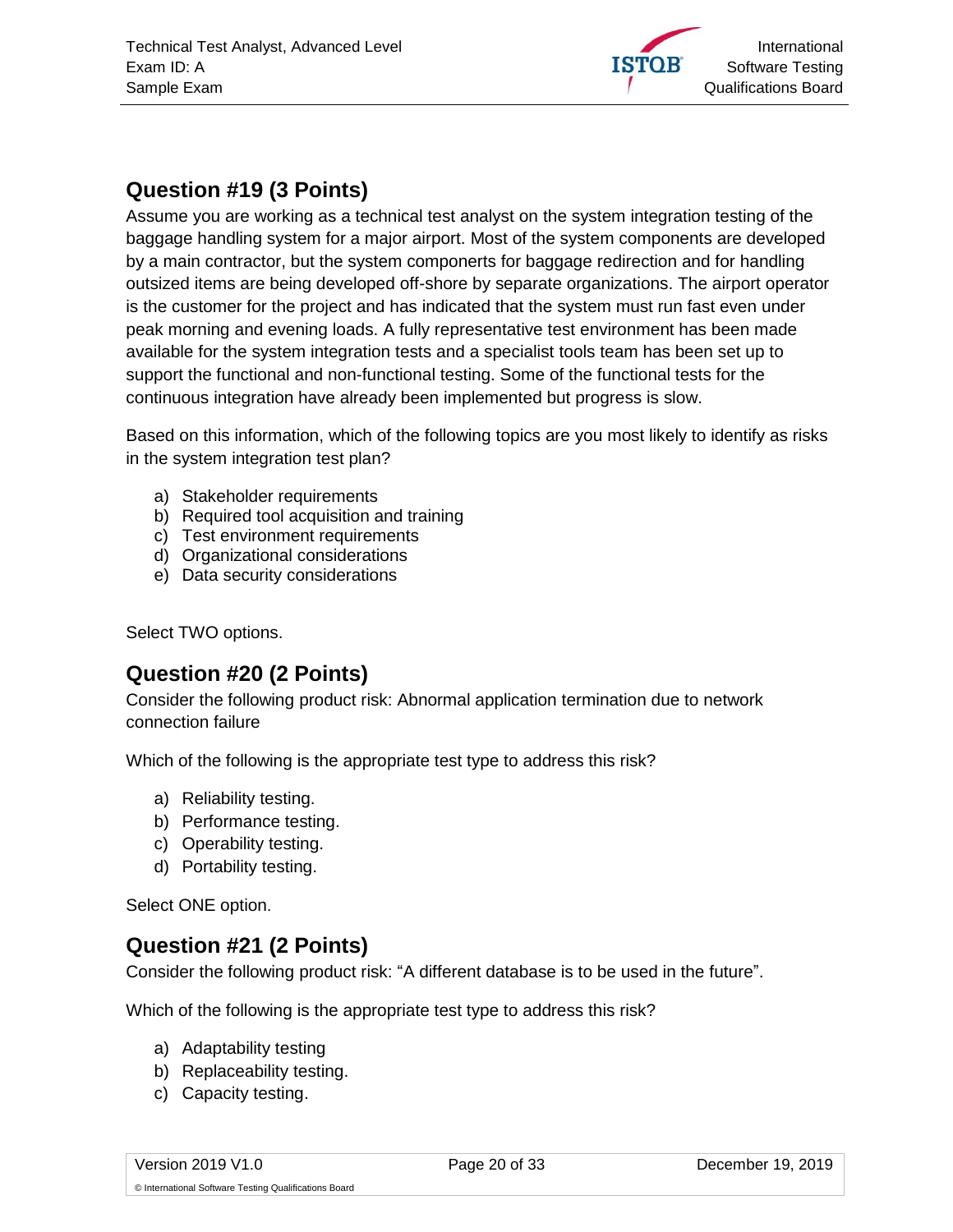## Question #19 (3 Points)

Assume you are working as a technical test analyst on the system integration testing of the baggage handling system for a major airport. Most of the system components are developed by a main contractor, but the system componerts for baggage redirection and for handling outsized items are being developed off-shore by separate organizations. The airport operator is the customer for the project and has indicated that the system must run fast even under peak morning and evening loads. A fully representative test environment has been made available for the system integration tests and a specialist tools team has been set up to support the functional and non-functional testing. Some of the functional tests for the continuous integration have already been implemented but progress is slow.

Based on this information, which of the following topics are you most likely to identify as risks in the system integration test plan?

a) Stakeholder requirements
b) Required tool acquisition and training
c) Test environment requirements
d) Organizational considerations
e) Data security considerations

Select TWO options.

## Question #20 (2 Points)

Consider the following product risk: Abnormal application termination due to network connection failure

Which of the following is the appropriate test type to address this risk?

a) Reliability testing.
b) Performance testing.
c) Operability testing.
d) Portability testing.

Select ONE option.

## Question #21 (2 Points)

Consider the following product risk: “A different database is to be used in the future”.

Which of the following is the appropriate test type to address this risk?

a) Adaptability testing
b) Replaceability testing.
c) Capacity testing.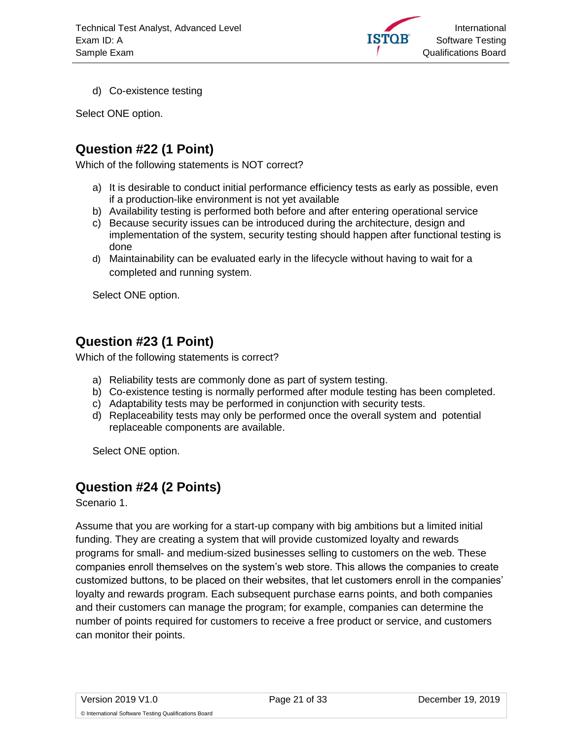d) Co-existence testing

Select ONE option.

## Question #22 (1 Point)

Which of the following statements is NOT correct?

a) It is desirable to conduct initial performance efficiency tests as early as possible, even if a production-like environment is not yet available
b) Availability testing is performed both before and after entering operational service
c) Because security issues can be introduced during the architecture, design and implementation of the system, security testing should happen after functional testing is done
d) Maintainability can be evaluated early in the lifecycle without having to wait for a completed and running system.

Select ONE option.

## Question #23 (1 Point)

Which of the following statements is correct?

a) Reliability tests are commonly done as part of system testing.
b) Co-existence testing is normally performed after module testing has been completed.
c) Adaptability tests may be performed in conjunction with security tests.
d) Replaceability tests may only be performed once the overall system and potential replaceable components are available.

Select ONE option.

## Question #24 (2 Points)

Scenario 1.

Assume that you are working for a start-up company with big ambitions but a limited initial funding. They are creating a system that will provide customized loyalty and rewards programs for small- and medium-sized businesses selling to customers on the web. These companies enroll themselves on the system's web store. This allows the companies to create customized buttons, to be placed on their websites, that let customers enroll in the companies' loyalty and rewards program. Each subsequent purchase earns points, and both companies and their customers can manage the program; for example, companies can determine the number of points required for customers to receive a free product or service, and customers can monitor their points.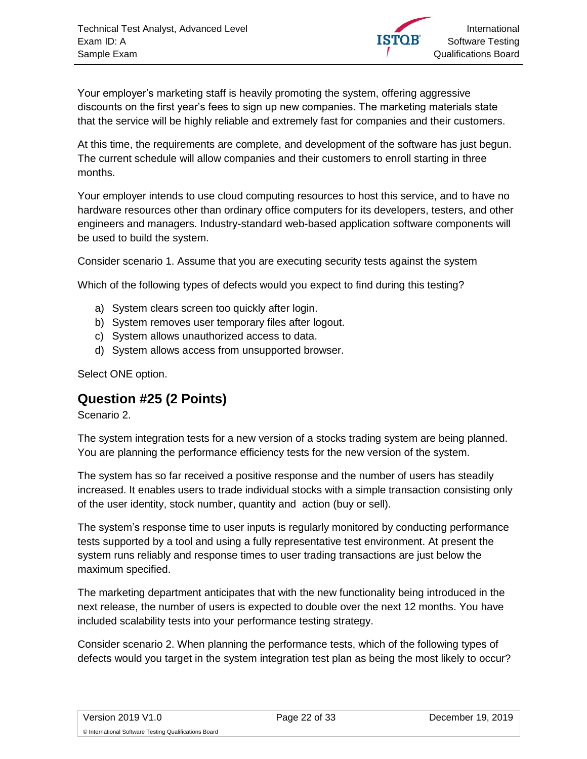Your employer's marketing staff is heavily promoting the system, offering aggressive discounts on the first year's fees to sign up new companies. The marketing materials state that the service will be highly reliable and extremely fast for companies and their customers.

At this time, the requirements are complete, and development of the software has just begun. The current schedule will allow companies and their customers to enroll starting in three months.

Your employer intends to use cloud computing resources to host this service, and to have no hardware resources other than ordinary office computers for its developers, testers, and other engineers and managers. Industry-standard web-based application software components will be used to build the system.

Consider scenario 1. Assume that you are executing security tests against the system

Which of the following types of defects would you expect to find during this testing?

a) System clears screen too quickly after login.
b) System removes user temporary files after logout.
c) System allows unauthorized access to data.
d) System allows access from unsupported browser.

Select ONE option.

## Question #25 (2 Points)

Scenario 2.

The system integration tests for a new version of a stocks trading system are being planned. You are planning the performance efficiency tests for the new version of the system.

The system has so far received a positive response and the number of users has steadily increased. It enables users to trade individual stocks with a simple transaction consisting only of the user identity, stock number, quantity and action (buy or sell).

The system's response time to user inputs is regularly monitored by conducting performance tests supported by a tool and using a fully representative test environment. At present the system runs reliably and response times to user trading transactions are just below the maximum specified.

The marketing department anticipates that with the new functionality being introduced in the next release, the number of users is expected to double over the next 12 months. You have included scalability tests into your performance testing strategy.

Consider scenario 2. When planning the performance tests, which of the following types of defects would you target in the system integration test plan as being the most likely to occur?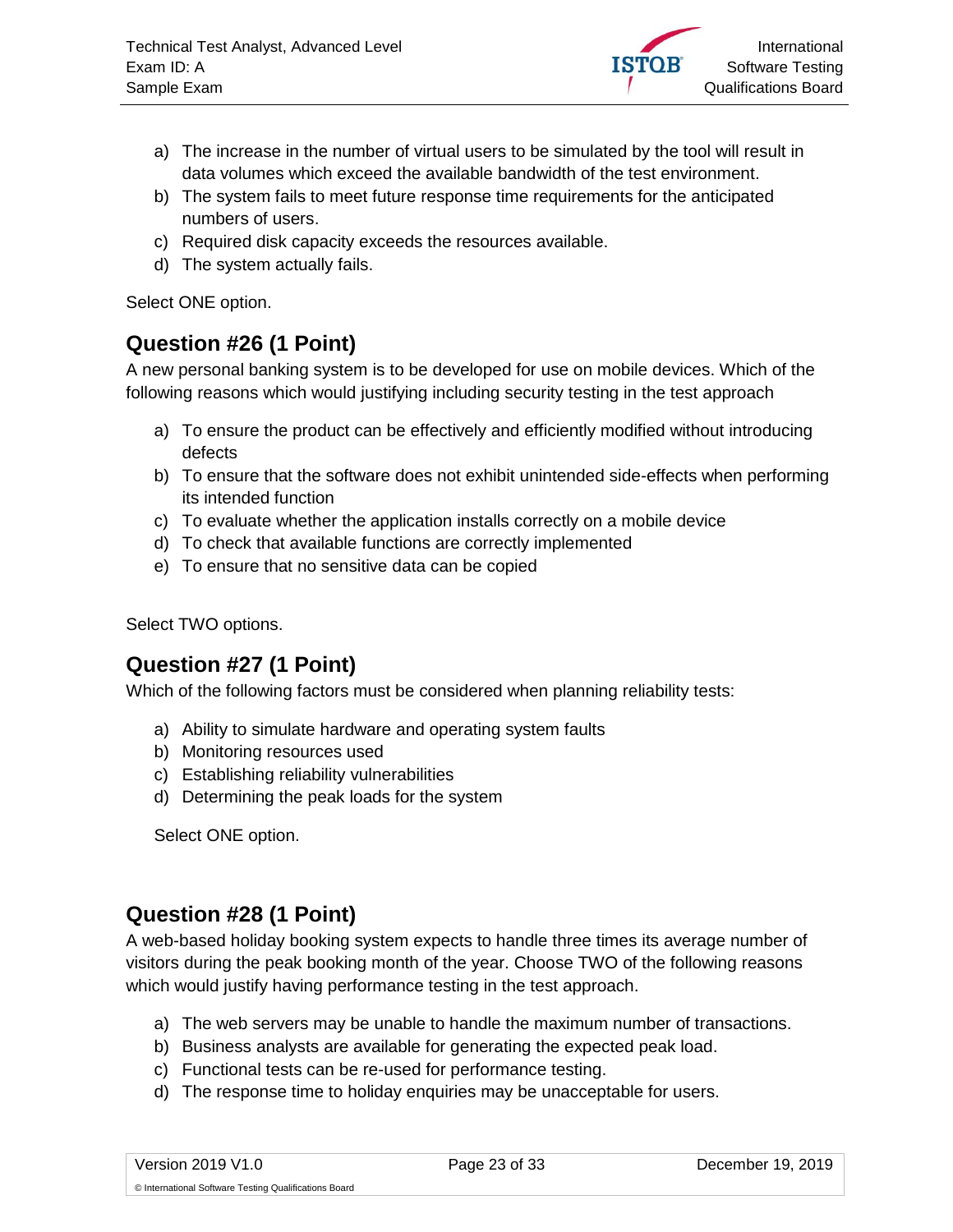a) The increase in the number of virtual users to be simulated by the tool will result in data volumes which exceed the available bandwidth of the test environment.
b) The system fails to meet future response time requirements for the anticipated numbers of users.
c) Required disk capacity exceeds the resources available.
d) The system actually fails.

Select ONE option.

## Question #26 (1 Point)

A new personal banking system is to be developed for use on mobile devices. Which of the following reasons which would justifying including security testing in the test approach

a) To ensure the product can be effectively and efficiently modified without introducing defects
b) To ensure that the software does not exhibit unintended side-effects when performing its intended function
c) To evaluate whether the application installs correctly on a mobile device
d) To check that available functions are correctly implemented
e) To ensure that no sensitive data can be copied

Select TWO options.

## Question #27 (1 Point)

Which of the following factors must be considered when planning reliability tests:

a) Ability to simulate hardware and operating system faults
b) Monitoring resources used
c) Establishing reliability vulnerabilities
d) Determining the peak loads for the system

Select ONE option.

## Question #28 (1 Point)

A web-based holiday booking system expects to handle three times its average number of visitors during the peak booking month of the year. Choose TWO of the following reasons which would justify having performance testing in the test approach.

a) The web servers may be unable to handle the maximum number of transactions.
b) Business analysts are available for generating the expected peak load.
c) Functional tests can be re-used for performance testing.
d) The response time to holiday enquiries may be unacceptable for users.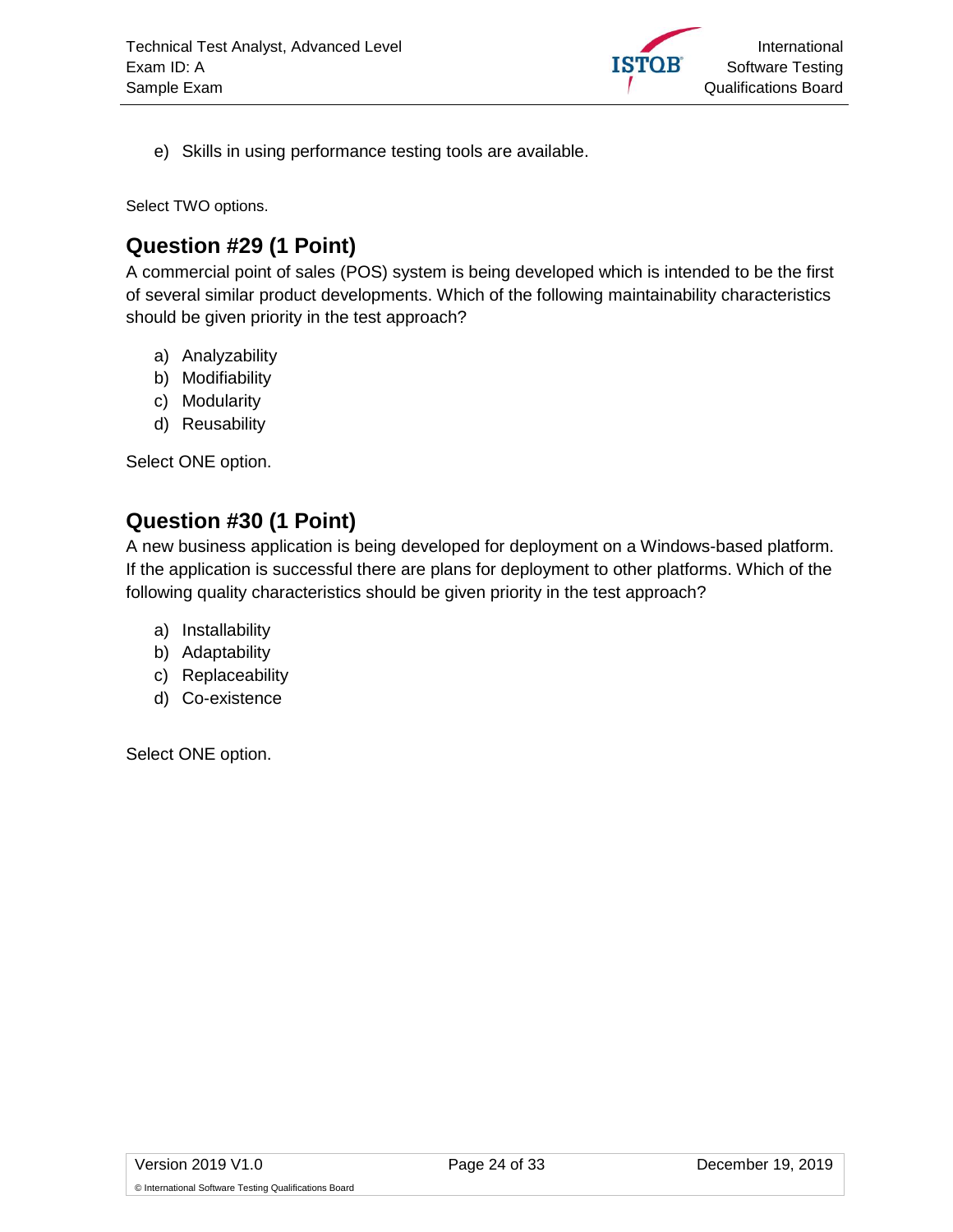e) Skills in using performance testing tools are available.

Select TWO options.

## Question #29 (1 Point)

A commercial point of sales (POS) system is being developed which is intended to be the first of several similar product developments. Which of the following maintainability characteristics should be given priority in the test approach?

a) Analyzability
b) Modifiability
c) Modularity
d) Reusability

Select ONE option.

## Question #30 (1 Point)

A new business application is being developed for deployment on a Windows-based platform. If the application is successful there are plans for deployment to other platforms. Which of the following quality characteristics should be given priority in the test approach?

a) Installability
b) Adaptability
c) Replaceability
d) Co-existence

Select ONE option.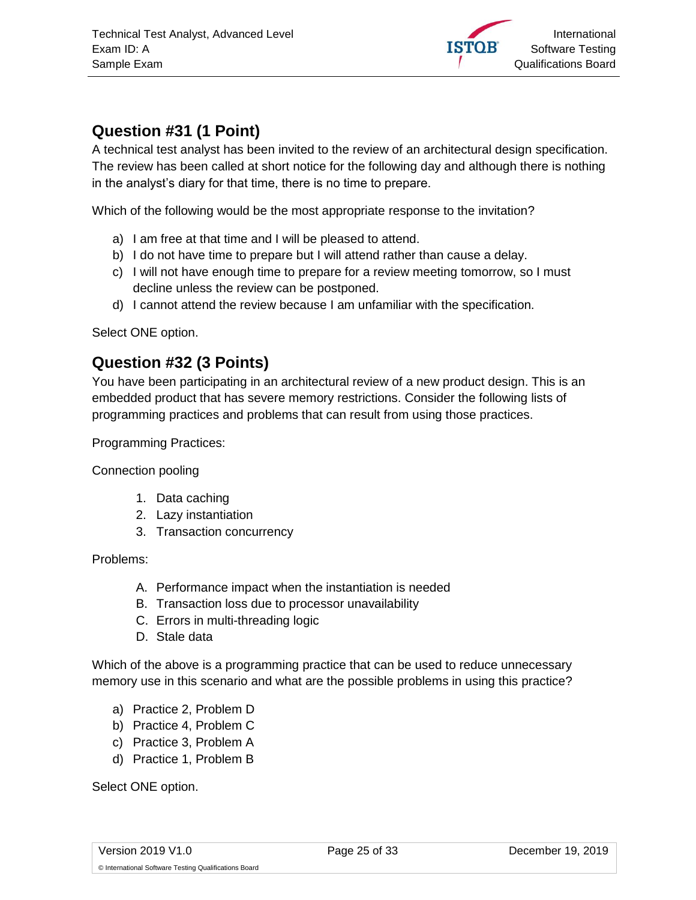## Question #31 (1 Point)

A technical test analyst has been invited to the review of an architectural design specification. The review has been called at short notice for the following day and although there is nothing in the analyst's diary for that time, there is no time to prepare.

Which of the following would be the most appropriate response to the invitation?

a) I am free at that time and I will be pleased to attend.
b) I do not have time to prepare but I will attend rather than cause a delay.
c) I will not have enough time to prepare for a review meeting tomorrow, so I must decline unless the review can be postponed.
d) I cannot attend the review because I am unfamiliar with the specification.

Select ONE option.

## Question #32 (3 Points)

You have been participating in an architectural review of a new product design. This is an embedded product that has severe memory restrictions. Consider the following lists of programming practices and problems that can result from using those practices.

Programming Practices:

Connection pooling

1. Data caching
2. Lazy instantiation
3. Transaction concurrency

Problems:

A. Performance impact when the instantiation is needed
B. Transaction loss due to processor unavailability
C. Errors in multi-threading logic
D. Stale data

Which of the above is a programming practice that can be used to reduce unnecessary memory use in this scenario and what are the possible problems in using this practice?

a) Practice 2, Problem D
b) Practice 4, Problem C
c) Practice 3, Problem A
d) Practice 1, Problem B

Select ONE option.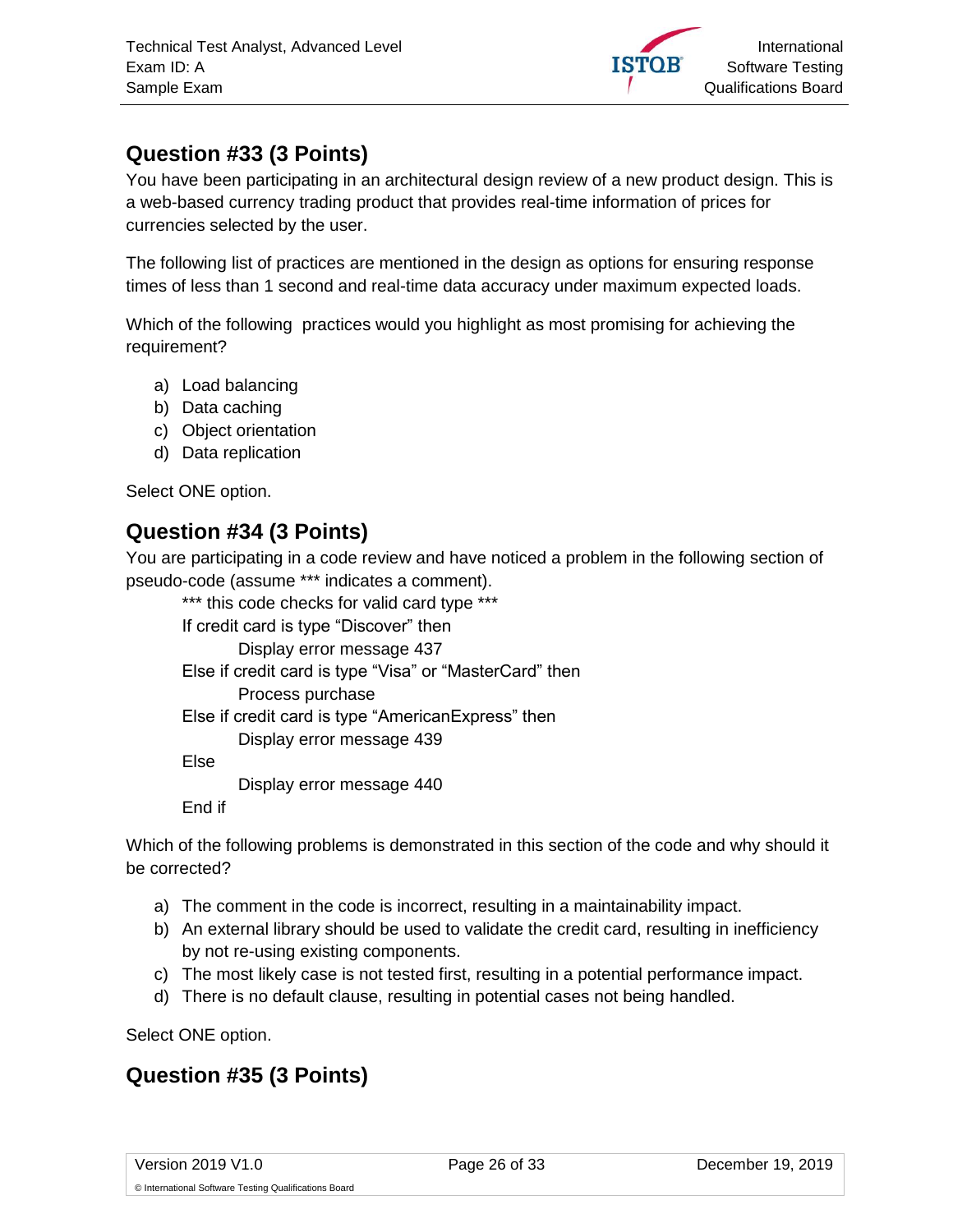## Question #33 (3 Points)

You have been participating in an architectural design review of a new product design. This is a web-based currency trading product that provides real-time information of prices for currencies selected by the user.

The following list of practices are mentioned in the design as options for ensuring response times of less than 1 second and real-time data accuracy under maximum expected loads.

Which of the following practices would you highlight as most promising for achieving the requirement?

a) Load balancing
b) Data caching
c) Object orientation
d) Data replication

Select ONE option.

## Question #34 (3 Points)

You are participating in a code review and have noticed a problem in the following section of pseudo-code (assume *** indicates a comment).

```
*** this code checks for valid card type ***
If credit card is type "Discover" then
        Display error message 437
Else if credit card is type "Visa" or "MasterCard" then
        Process purchase
Else if credit card is type "AmericanExpress" then
        Display error message 439
Else
        Display error message 440
End if
```

Which of the following problems is demonstrated in this section of the code and why should it be corrected?

a) The comment in the code is incorrect, resulting in a maintainability impact.
b) An external library should be used to validate the credit card, resulting in inefficiency by not re-using existing components.
c) The most likely case is not tested first, resulting in a potential performance impact.
d) There is no default clause, resulting in potential cases not being handled.

Select ONE option.

## Question #35 (3 Points)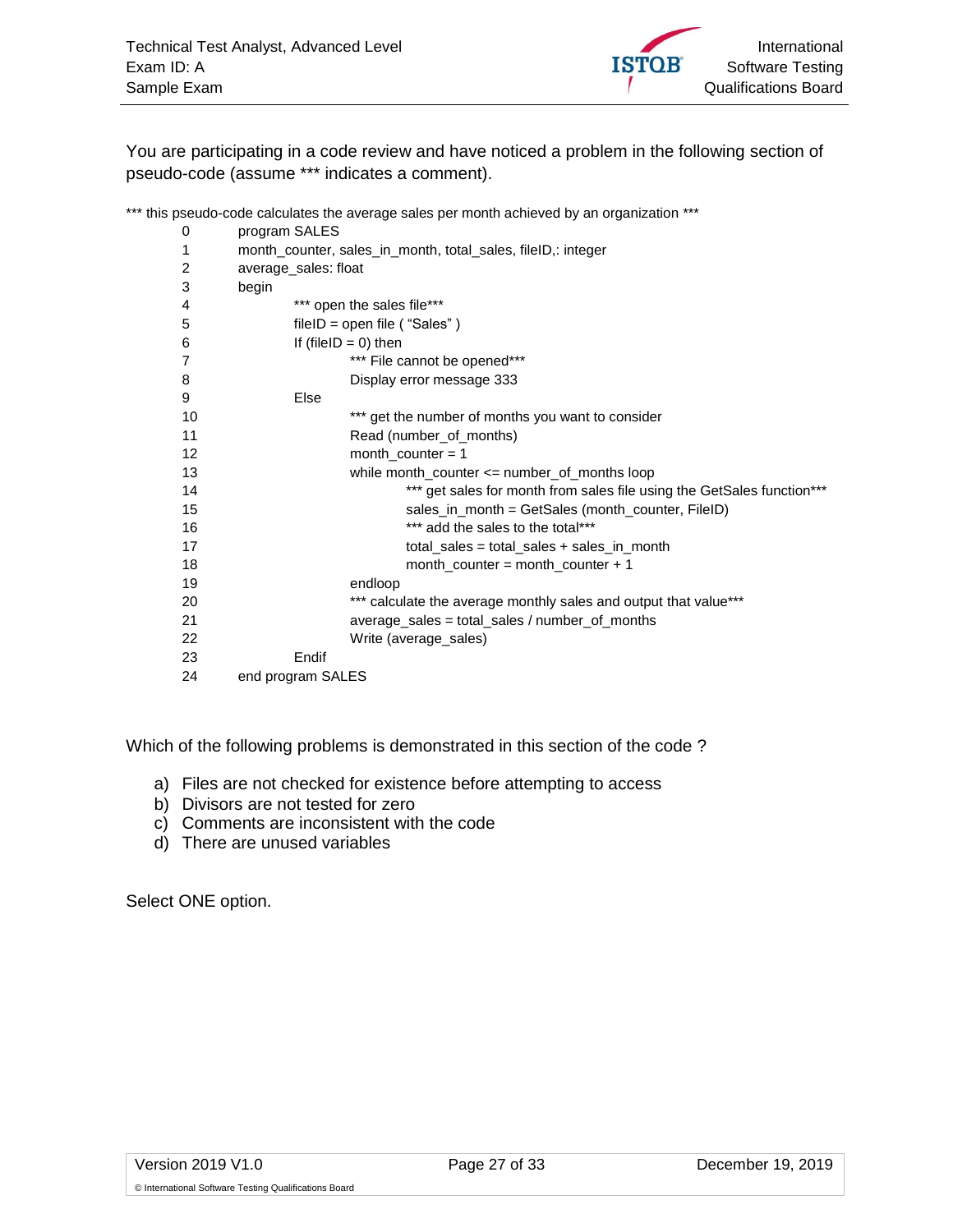You are participating in a code review and have noticed a problem in the following section of pseudo-code (assume *** indicates a comment).

```
*** this pseudo-code calculates the average sales per month achieved by an organization ***
0       program SALES
1       month_counter, sales_in_month, total_sales, fileID,: integer
2       average_sales: float
3       begin
4               *** open the sales file***
5               fileID = open file ( "Sales" )
6               If (fileID = 0) then
7                       *** File cannot be opened***
8                       Display error message 333
9               Else
10                      *** get the number of months you want to consider
11                      Read (number_of_months)
12                      month_counter = 1
13                      while month_counter <= number_of_months loop
14                              *** get sales for month from sales file using the GetSales function***
15                              sales_in_month = GetSales (month_counter, FileID)
16                              *** add the sales to the total***
17                              total_sales = total_sales + sales_in_month
18                              month_counter = month_counter + 1
19                      endloop
20                      *** calculate the average monthly sales and output that value***
21                      average_sales = total_sales / number_of_months
22                      Write (average_sales)
23              Endif
24      end program SALES
```

Which of the following problems is demonstrated in this section of the code ?

a) Files are not checked for existence before attempting to access
b) Divisors are not tested for zero
c) Comments are inconsistent with the code
d) There are unused variables

Select ONE option.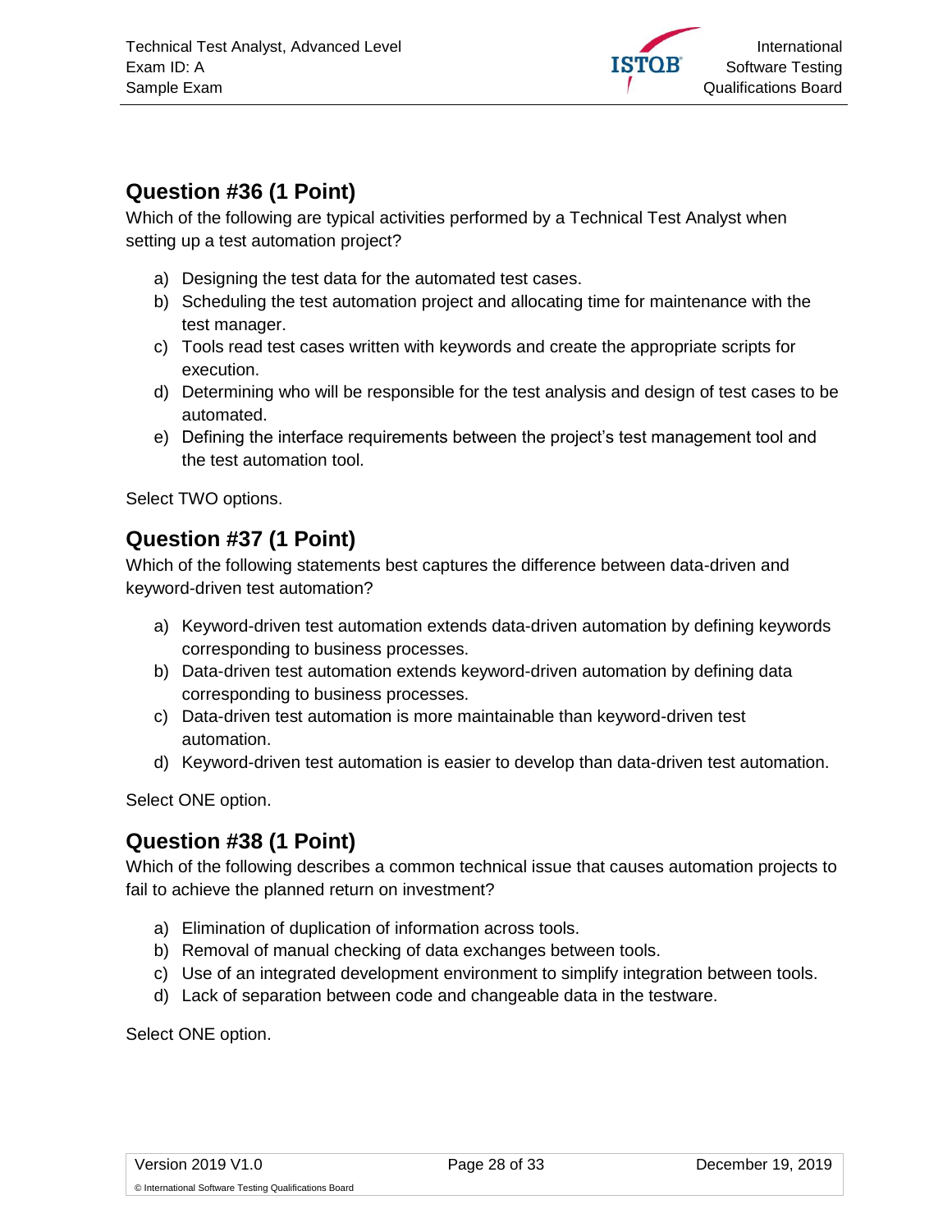## Question #36 (1 Point)

Which of the following are typical activities performed by a Technical Test Analyst when setting up a test automation project?

a) Designing the test data for the automated test cases.
b) Scheduling the test automation project and allocating time for maintenance with the test manager.
c) Tools read test cases written with keywords and create the appropriate scripts for execution.
d) Determining who will be responsible for the test analysis and design of test cases to be automated.
e) Defining the interface requirements between the project's test management tool and the test automation tool.

Select TWO options.

## Question #37 (1 Point)

Which of the following statements best captures the difference between data-driven and keyword-driven test automation?

a) Keyword-driven test automation extends data-driven automation by defining keywords corresponding to business processes.
b) Data-driven test automation extends keyword-driven automation by defining data corresponding to business processes.
c) Data-driven test automation is more maintainable than keyword-driven test automation.
d) Keyword-driven test automation is easier to develop than data-driven test automation.

Select ONE option.

## Question #38 (1 Point)

Which of the following describes a common technical issue that causes automation projects to fail to achieve the planned return on investment?

a) Elimination of duplication of information across tools.
b) Removal of manual checking of data exchanges between tools.
c) Use of an integrated development environment to simplify integration between tools.
d) Lack of separation between code and changeable data in the testware.

Select ONE option.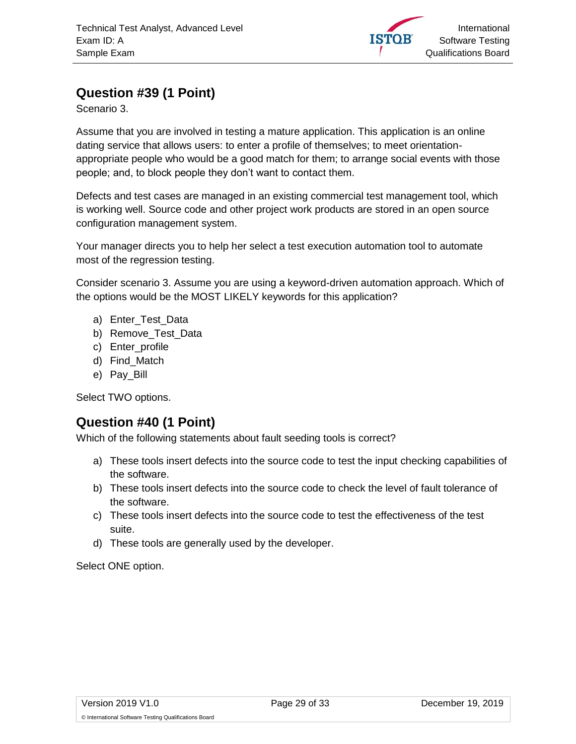## Question #39 (1 Point)

Scenario 3.

Assume that you are involved in testing a mature application. This application is an online dating service that allows users: to enter a profile of themselves; to meet orientation-appropriate people who would be a good match for them; to arrange social events with those people; and, to block people they don't want to contact them.

Defects and test cases are managed in an existing commercial test management tool, which is working well. Source code and other project work products are stored in an open source configuration management system.

Your manager directs you to help her select a test execution automation tool to automate most of the regression testing.

Consider scenario 3. Assume you are using a keyword-driven automation approach. Which of the options would be the MOST LIKELY keywords for this application?

a) Enter_Test_Data
b) Remove_Test_Data
c) Enter_profile
d) Find_Match
e) Pay_Bill

Select TWO options.

## Question #40 (1 Point)

Which of the following statements about fault seeding tools is correct?

a) These tools insert defects into the source code to test the input checking capabilities of the software.
b) These tools insert defects into the source code to check the level of fault tolerance of the software.
c) These tools insert defects into the source code to test the effectiveness of the test suite.
d) These tools are generally used by the developer.

Select ONE option.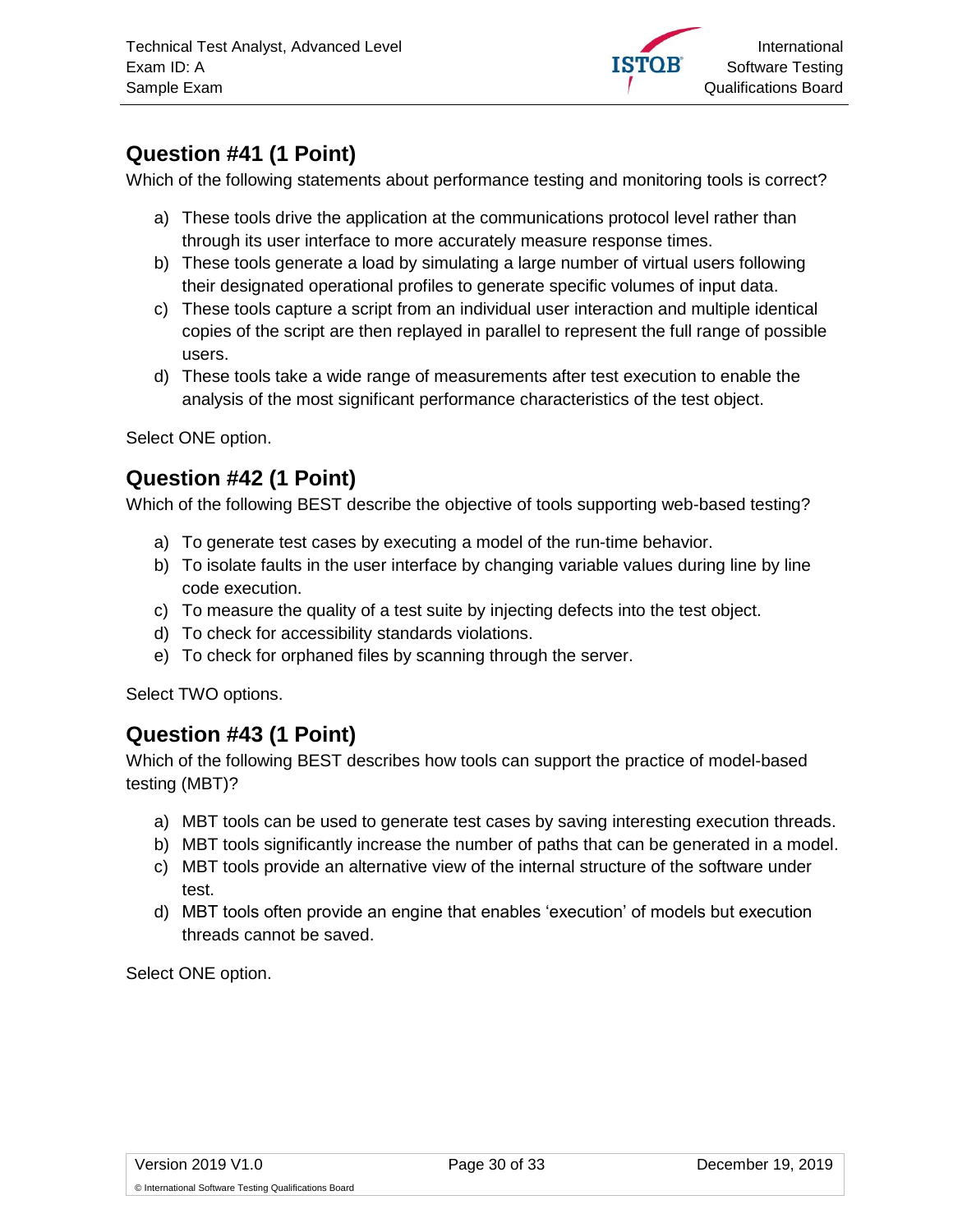## Question #41 (1 Point)

Which of the following statements about performance testing and monitoring tools is correct?

a) These tools drive the application at the communications protocol level rather than through its user interface to more accurately measure response times.
b) These tools generate a load by simulating a large number of virtual users following their designated operational profiles to generate specific volumes of input data.
c) These tools capture a script from an individual user interaction and multiple identical copies of the script are then replayed in parallel to represent the full range of possible users.
d) These tools take a wide range of measurements after test execution to enable the analysis of the most significant performance characteristics of the test object.

Select ONE option.

## Question #42 (1 Point)

Which of the following BEST describe the objective of tools supporting web-based testing?

a) To generate test cases by executing a model of the run-time behavior.
b) To isolate faults in the user interface by changing variable values during line by line code execution.
c) To measure the quality of a test suite by injecting defects into the test object.
d) To check for accessibility standards violations.
e) To check for orphaned files by scanning through the server.

Select TWO options.

## Question #43 (1 Point)

Which of the following BEST describes how tools can support the practice of model-based testing (MBT)?

a) MBT tools can be used to generate test cases by saving interesting execution threads.
b) MBT tools significantly increase the number of paths that can be generated in a model.
c) MBT tools provide an alternative view of the internal structure of the software under test.
d) MBT tools often provide an engine that enables 'execution' of models but execution threads cannot be saved.

Select ONE option.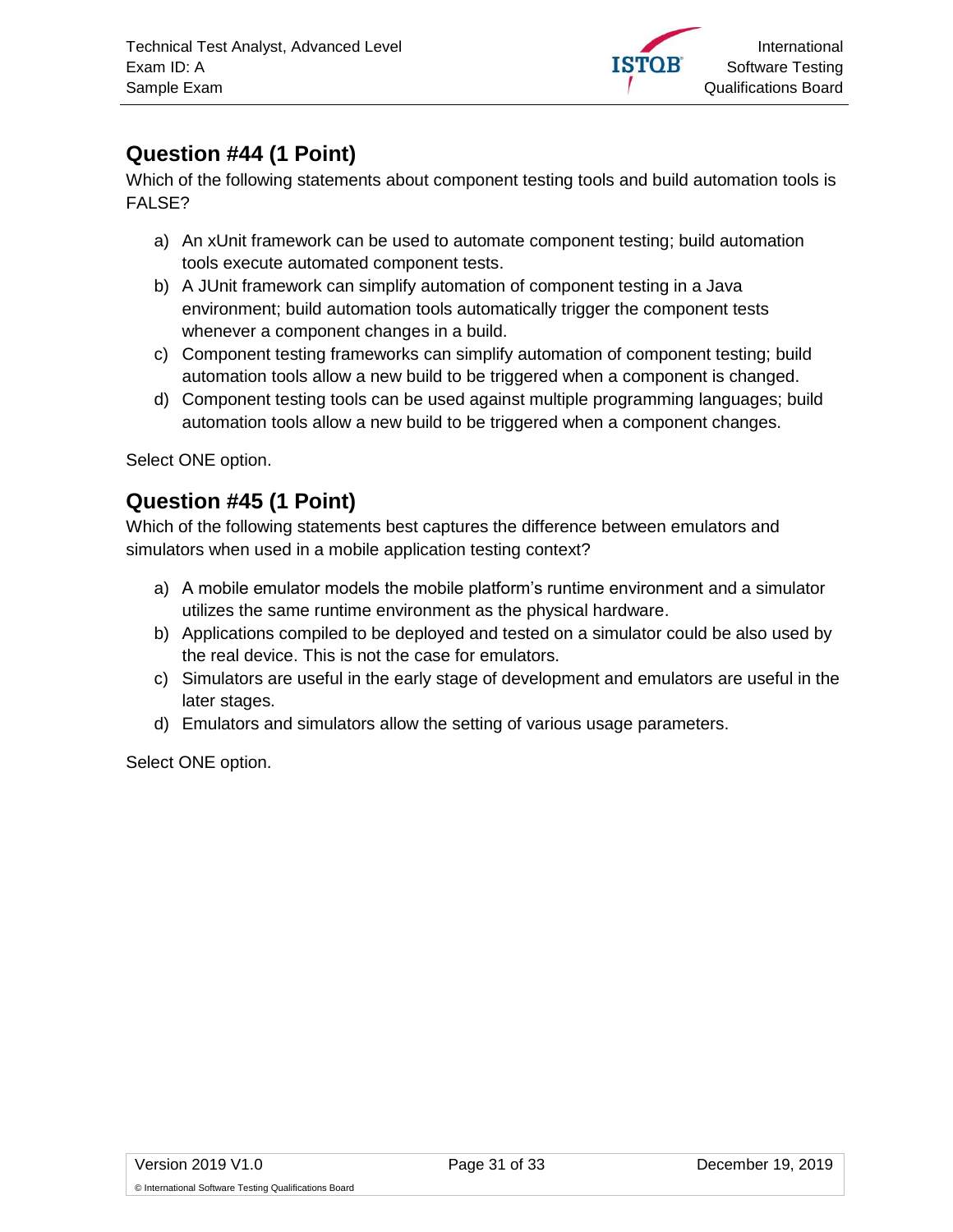## Question #44 (1 Point)

Which of the following statements about component testing tools and build automation tools is FALSE?

a) An xUnit framework can be used to automate component testing; build automation tools execute automated component tests.
b) A JUnit framework can simplify automation of component testing in a Java environment; build automation tools automatically trigger the component tests whenever a component changes in a build.
c) Component testing frameworks can simplify automation of component testing; build automation tools allow a new build to be triggered when a component is changed.
d) Component testing tools can be used against multiple programming languages; build automation tools allow a new build to be triggered when a component changes.

Select ONE option.

## Question #45 (1 Point)

Which of the following statements best captures the difference between emulators and simulators when used in a mobile application testing context?

a) A mobile emulator models the mobile platform's runtime environment and a simulator utilizes the same runtime environment as the physical hardware.
b) Applications compiled to be deployed and tested on a simulator could be also used by the real device. This is not the case for emulators.
c) Simulators are useful in the early stage of development and emulators are useful in the later stages.
d) Emulators and simulators allow the setting of various usage parameters.

Select ONE option.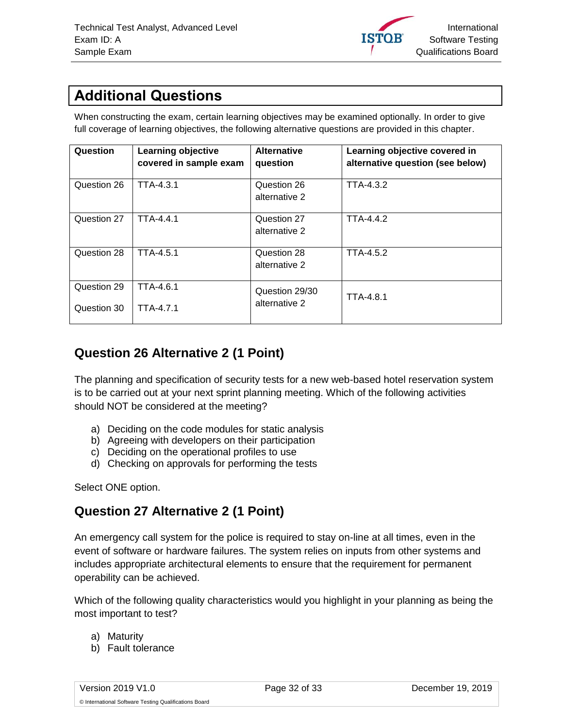# Additional Questions

When constructing the exam, certain learning objectives may be examined optionally. In order to give full coverage of learning objectives, the following alternative questions are provided in this chapter.

| Question | Learning objective covered in sample exam | Alternative question | Learning objective covered in alternative question (see below) |
|---|---|---|---|
| Question 26 | TTA-4.3.1 | Question 26 alternative 2 | TTA-4.3.2 |
| Question 27 | TTA-4.4.1 | Question 27 alternative 2 | TTA-4.4.2 |
| Question 28 | TTA-4.5.1 | Question 28 alternative 2 | TTA-4.5.2 |
| Question 29 | TTA-4.6.1 | Question 29/30 alternative 2 | TTA-4.8.1 |
| Question 30 | TTA-4.7.1 | | |

## Question 26 Alternative 2 (1 Point)

The planning and specification of security tests for a new web-based hotel reservation system is to be carried out at your next sprint planning meeting. Which of the following activities should NOT be considered at the meeting?

a) Deciding on the code modules for static analysis
b) Agreeing with developers on their participation
c) Deciding on the operational profiles to use
d) Checking on approvals for performing the tests

Select ONE option.

## Question 27 Alternative 2 (1 Point)

An emergency call system for the police is required to stay on-line at all times, even in the event of software or hardware failures. The system relies on inputs from other systems and includes appropriate architectural elements to ensure that the requirement for permanent operability can be achieved.

Which of the following quality characteristics would you highlight in your planning as being the most important to test?

a) Maturity
b) Fault tolerance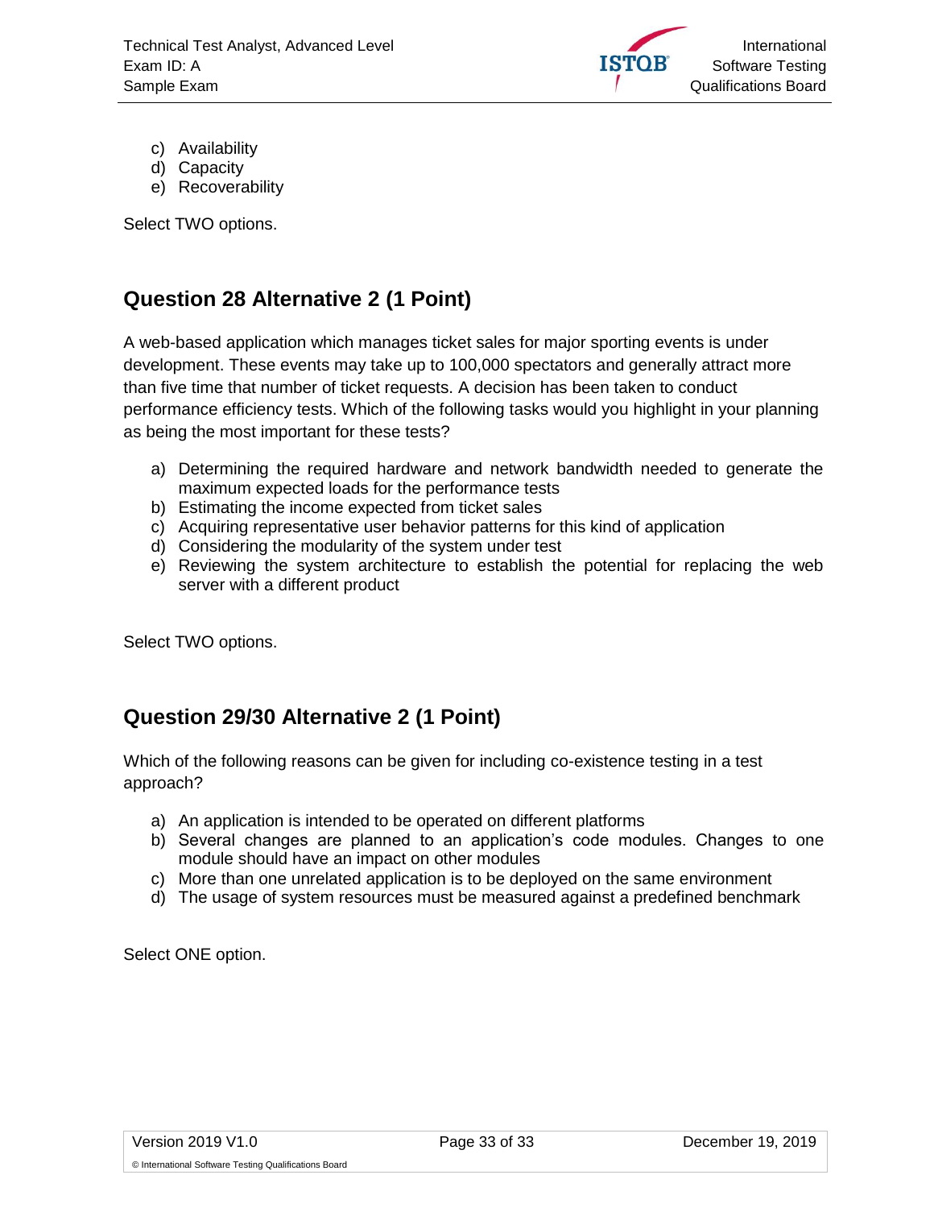c) Availability
d) Capacity
e) Recoverability

Select TWO options.

## Question 28 Alternative 2 (1 Point)

A web-based application which manages ticket sales for major sporting events is under development. These events may take up to 100,000 spectators and generally attract more than five time that number of ticket requests. A decision has been taken to conduct performance efficiency tests. Which of the following tasks would you highlight in your planning as being the most important for these tests?

a) Determining the required hardware and network bandwidth needed to generate the maximum expected loads for the performance tests
b) Estimating the income expected from ticket sales
c) Acquiring representative user behavior patterns for this kind of application
d) Considering the modularity of the system under test
e) Reviewing the system architecture to establish the potential for replacing the web server with a different product

Select TWO options.

## Question 29/30 Alternative 2 (1 Point)

Which of the following reasons can be given for including co-existence testing in a test approach?

a) An application is intended to be operated on different platforms
b) Several changes are planned to an application's code modules. Changes to one module should have an impact on other modules
c) More than one unrelated application is to be deployed on the same environment
d) The usage of system resources must be measured against a predefined benchmark

Select ONE option.